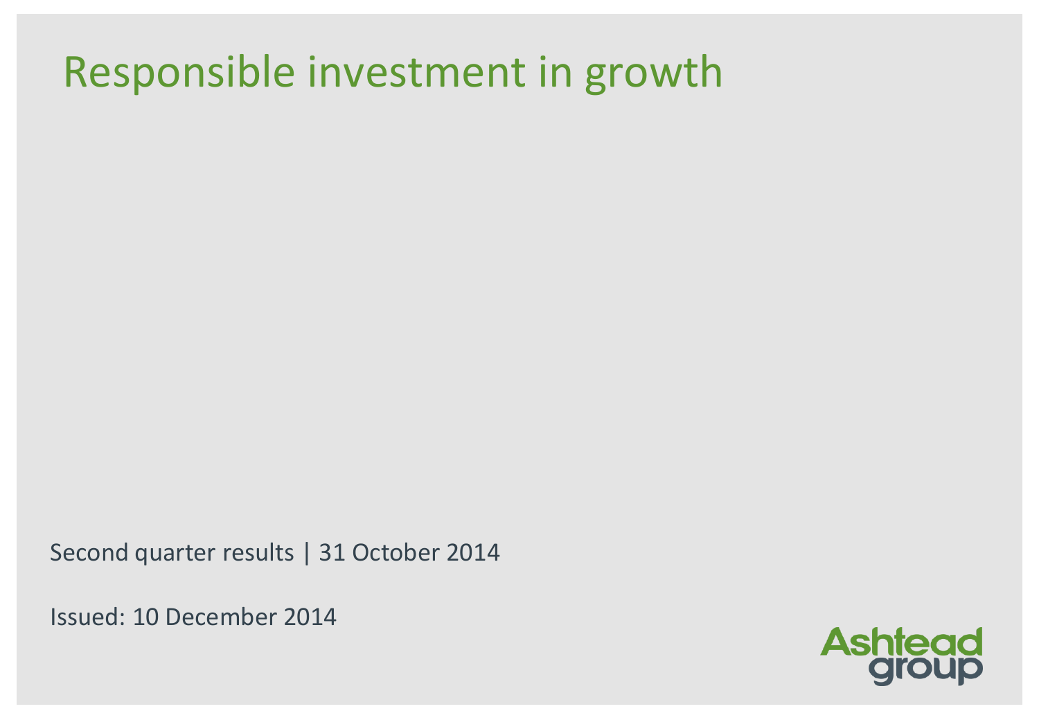# Responsible investment in growth

Second quarter results | 31 October 2014

Issued: 10 December 2014

Ashtead group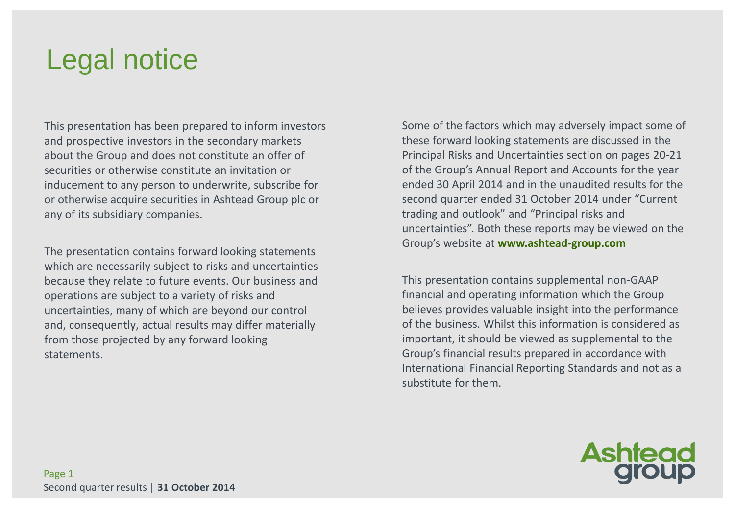# Legal notice

This presentation has been prepared to inform investors and prospective investors in the secondary markets about the Group and does not constitute an offer of securities or otherwise constitute an invitation or inducement to any person to underwrite, subscribe for or otherwise acquire securities in Ashtead Group plc or any of its subsidiary companies.

The presentation contains forward looking statements which are necessarily subject to risks and uncertainties because they relate to future events. Our business and operations are subject to a variety of risks and uncertainties, many of which are beyond our control and, consequently, actual results may differ materially from those projected by any forward looking statements.

Some of the factors which may adversely impact some of these forward looking statements are discussed in the Principal Risks and Uncertainties section on pages 20-21 of the Group's Annual Report and Accounts for the year ended 30 April 2014 and in the unaudited results for the second quarter ended 31 October 2014 under "Current trading and outlook" and "Principal risks and uncertainties". Both these reports may be viewed on the Group's website at **www.ashtead-group.com**

This presentation contains supplemental non-GAAP financial and operating information which the Group believes provides valuable insight into the performance of the business. Whilst this information is considered as important, it should be viewed as supplemental to the Group's financial results prepared in accordance with International Financial Reporting Standards and not as a substitute for them.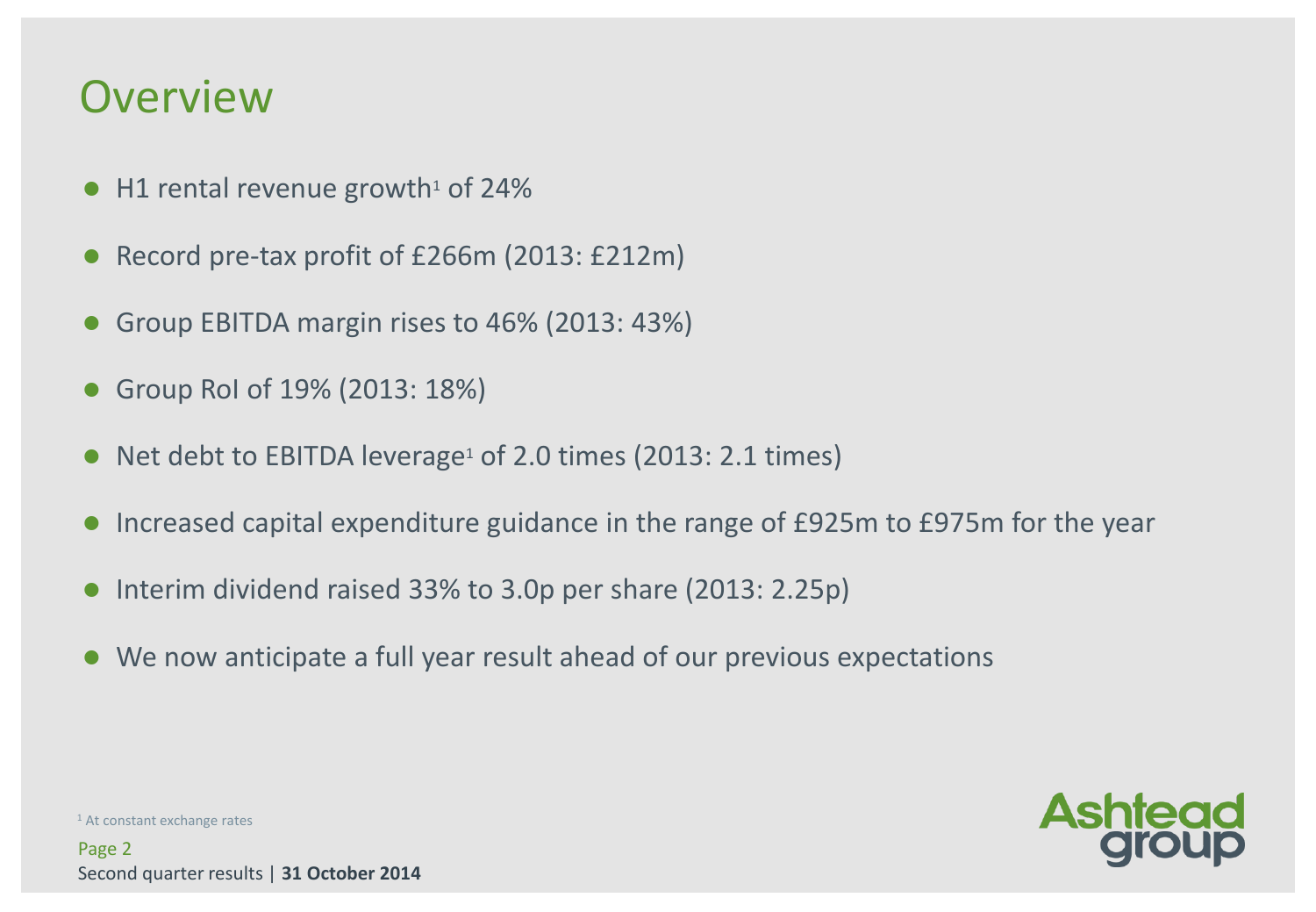# Overview

- H1 rental revenue growth[1] of 24%
- Record pre-tax profit of £266m (2013: £212m)
- Group EBITDA margin rises to 46% (2013: 43%)
- Group RoI of 19% (2013: 18%)
- Net debt to EBITDA leverage[1] of 2.0 times (2013: 2.1 times)
- Increased capital expenditure guidance in the range of £925m to £975m for the year
- Interim dividend raised 33% to 3.0p per share (2013: 2.25p)
- We now anticipate a full year result ahead of our previous expectations

[1] At constant exchange rates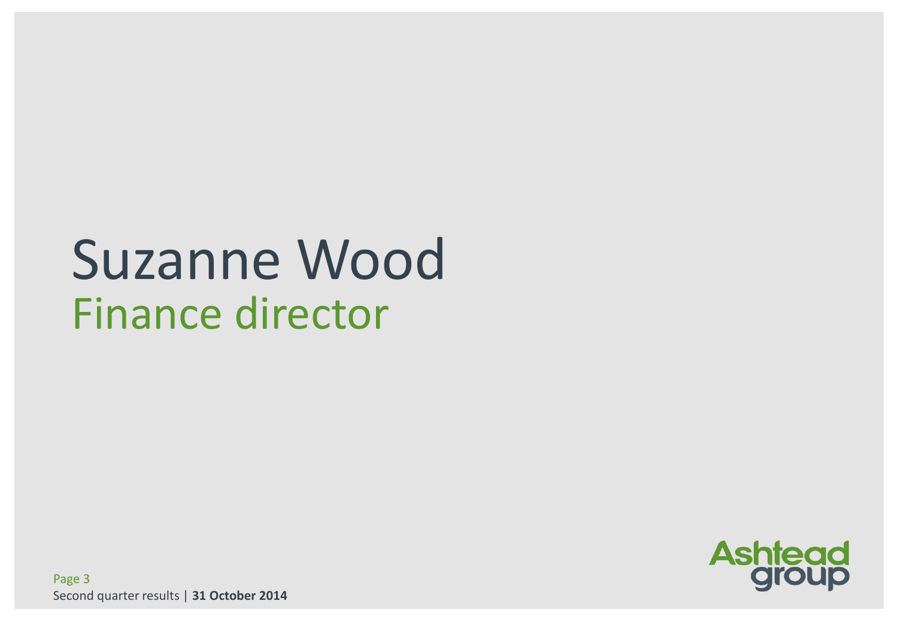# Suzanne Wood

## Finance director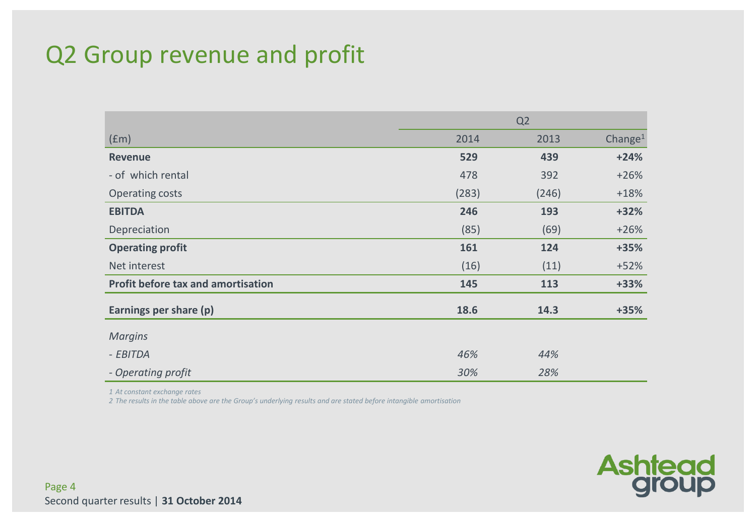# Q2 Group revenue and profit

| | Q2 | | |
|---|---|---|---|
| (£m) | 2014 | 2013 | Change[1] |
| **Revenue** | **529** | **439** | **+24%** |
| - of which rental | 478 | 392 | +26% |
| Operating costs | (283) | (246) | +18% |
| **EBITDA** | **246** | **193** | **+32%** |
| Depreciation | (85) | (69) | +26% |
| **Operating profit** | **161** | **124** | **+35%** |
| Net interest | (16) | (11) | +52% |
| **Profit before tax and amortisation** | **145** | **113** | **+33%** |
| **Earnings per share (p)** | **18.6** | **14.3** | **+35%** |
| *Margins* | | | |
| *- EBITDA* | *46%* | *44%* | |
| *- Operating profit* | *30%* | *28%* | |

*1 At constant exchange rates*

*2 The results in the table above are the Group's underlying results and are stated before intangible amortisation*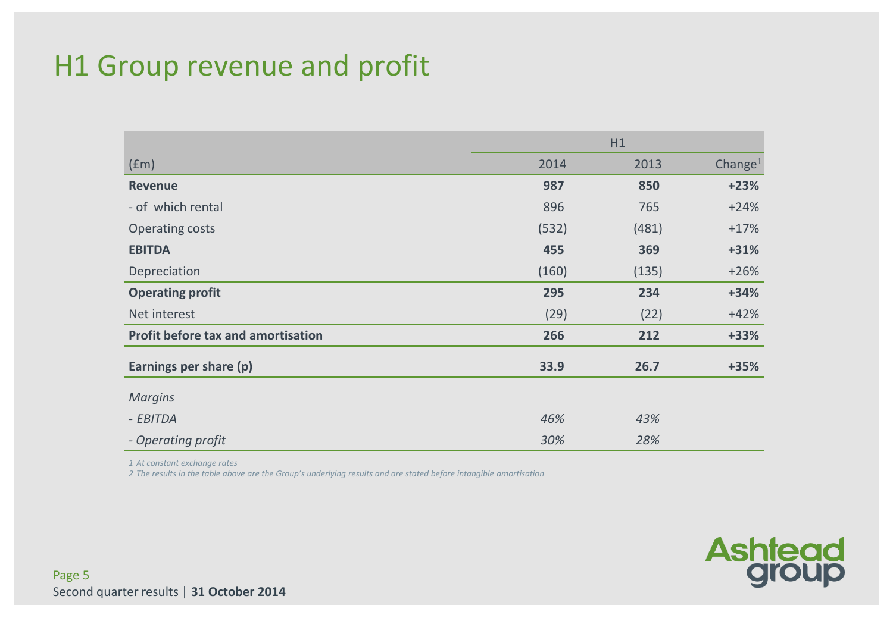# H1 Group revenue and profit

| (£m) | H1 2014 | H1 2013 | Change[1] |
|---|---|---|---|
| **Revenue** | **987** | **850** | **+23%** |
| - of which rental | 896 | 765 | +24% |
| Operating costs | (532) | (481) | +17% |
| **EBITDA** | **455** | **369** | **+31%** |
| Depreciation | (160) | (135) | +26% |
| **Operating profit** | **295** | **234** | **+34%** |
| Net interest | (29) | (22) | +42% |
| **Profit before tax and amortisation** | **266** | **212** | **+33%** |
| **Earnings per share (p)** | **33.9** | **26.7** | **+35%** |
| *Margins* | | | |
| *- EBITDA* | *46%* | *43%* | |
| *- Operating profit* | *30%* | *28%* | |

*1 At constant exchange rates*
*2 The results in the table above are the Group's underlying results and are stated before intangible amortisation*

Second quarter results | **31 October 2014**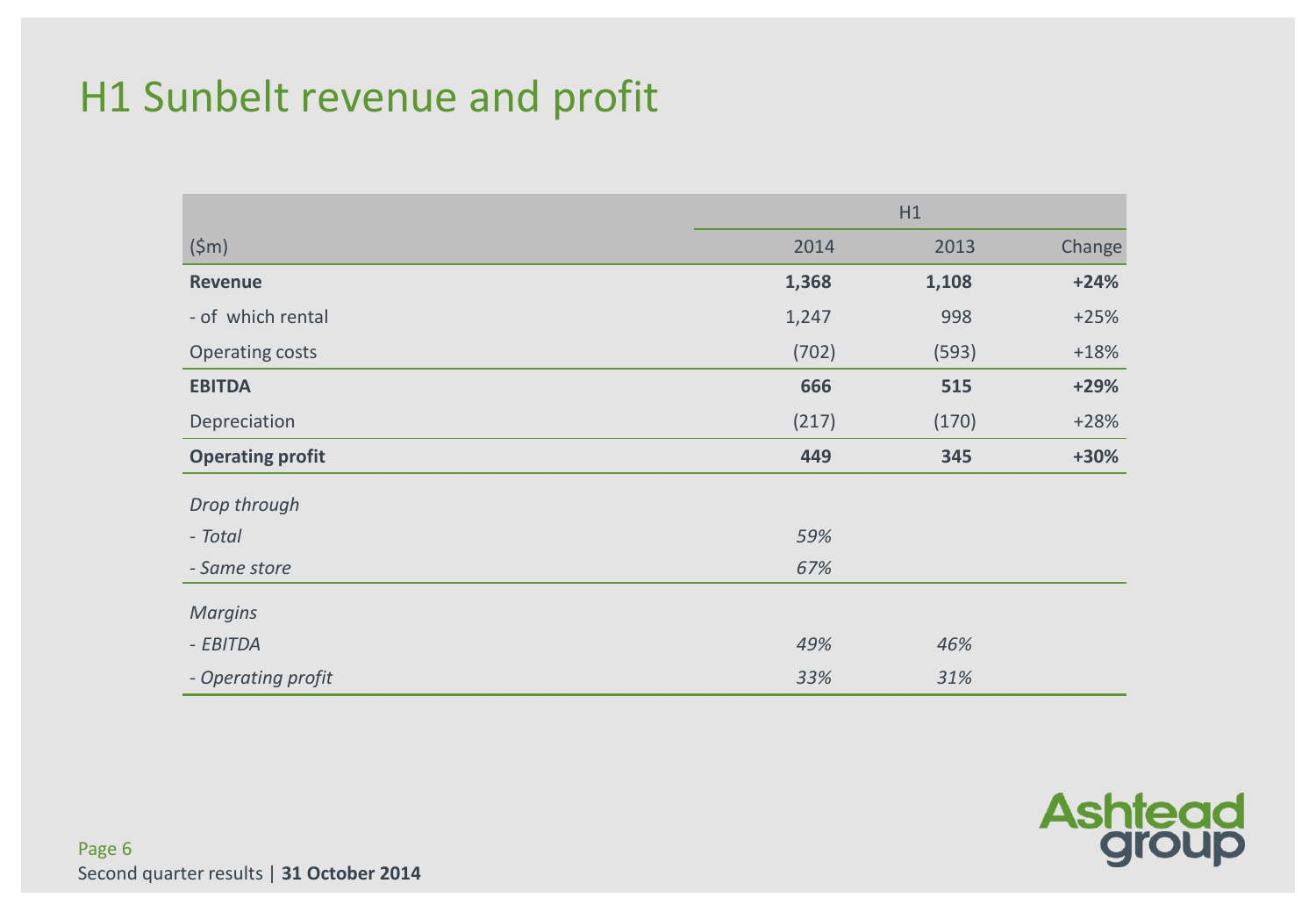# H1 Sunbelt revenue and profit

| | H1 | | |
|---|---|---|---|
| ($m) | 2014 | 2013 | Change |
| **Revenue** | **1,368** | **1,108** | **+24%** |
| - of which rental | 1,247 | 998 | +25% |
| Operating costs | (702) | (593) | +18% |
| **EBITDA** | **666** | **515** | **+29%** |
| Depreciation | (217) | (170) | +28% |
| **Operating profit** | **449** | **345** | **+30%** |
| *Drop through* | | | |
| *- Total* | *59%* | | |
| *- Same store* | *67%* | | |
| *Margins* | | | |
| *- EBITDA* | *49%* | *46%* | |
| *- Operating profit* | *33%* | *31%* | |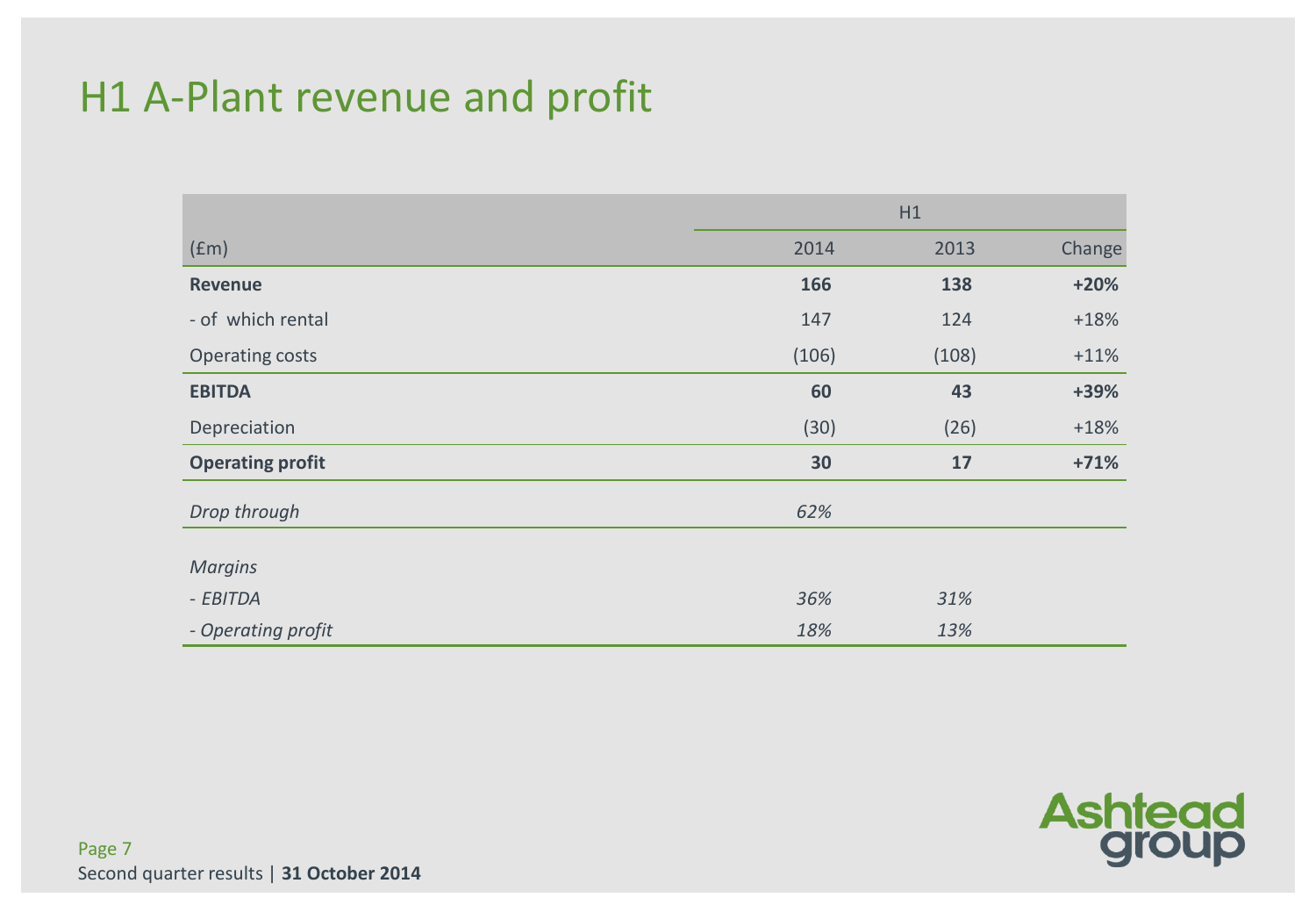# H1 A-Plant revenue and profit

| | H1 | | |
|---|---|---|---|
| (£m) | 2014 | 2013 | Change |
| **Revenue** | **166** | **138** | **+20%** |
| - of which rental | 147 | 124 | +18% |
| Operating costs | (106) | (108) | +11% |
| **EBITDA** | **60** | **43** | **+39%** |
| Depreciation | (30) | (26) | +18% |
| **Operating profit** | **30** | **17** | **+71%** |
| *Drop through* | *62%* | | |
| *Margins* | | | |
| *- EBITDA* | *36%* | *31%* | |
| *- Operating profit* | *18%* | *13%* | |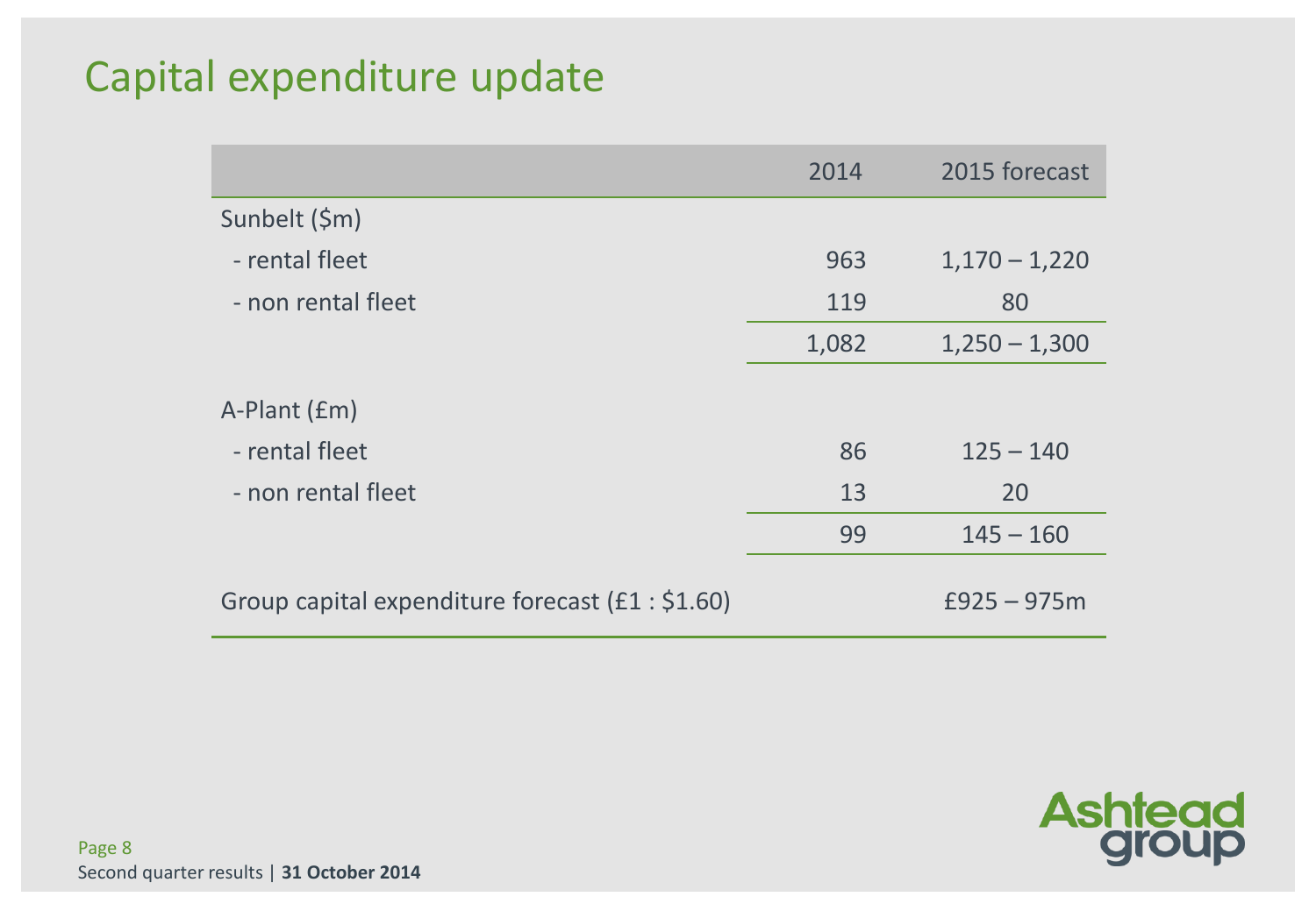# Capital expenditure update

| | 2014 | 2015 forecast |
|---|---|---|
| Sunbelt ($m) | | |
| - rental fleet | 963 | 1,170 – 1,220 |
| - non rental fleet | 119 | 80 |
| | 1,082 | 1,250 – 1,300 |
| A-Plant (£m) | | |
| - rental fleet | 86 | 125 – 140 |
| - non rental fleet | 13 | 20 |
| | 99 | 145 – 160 |
| Group capital expenditure forecast (£1 : $1.60) | | £925 – 975m |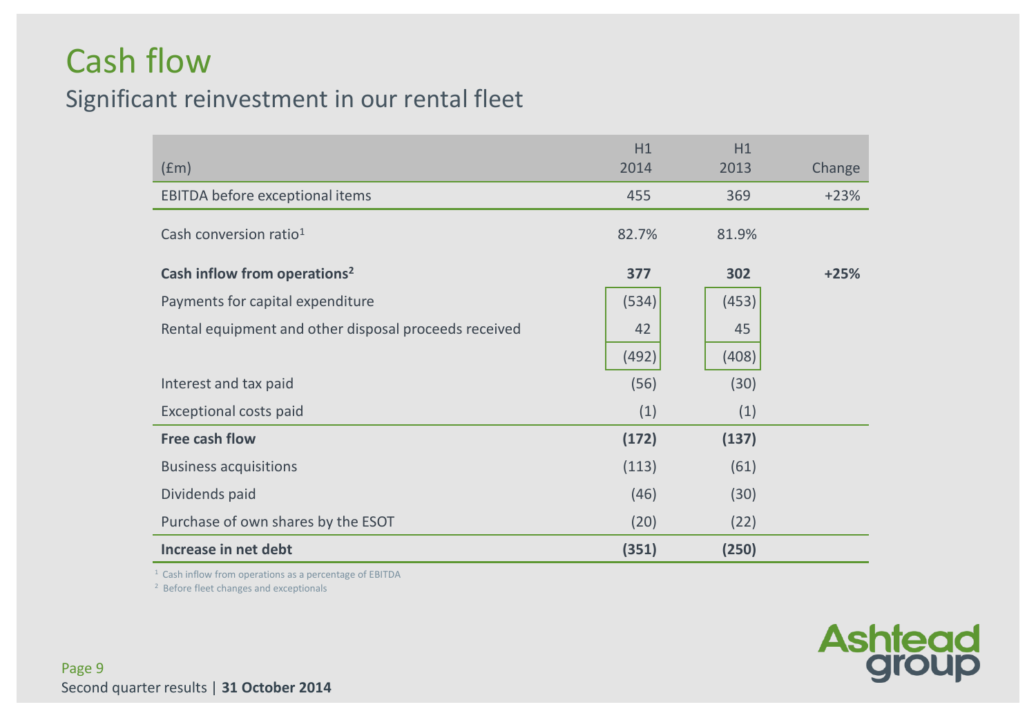# Cash flow

## Significant reinvestment in our rental fleet

| (£m) | H1 2014 | H1 2013 | Change |
|---|---|---|---|
| EBITDA before exceptional items | 455 | 369 | +23% |
| Cash conversion ratio[1] | 82.7% | 81.9% | |
| **Cash inflow from operations[2]** | **377** | **302** | **+25%** |
| Payments for capital expenditure | (534) | (453) | |
| Rental equipment and other disposal proceeds received | 42 | 45 | |
| | (492) | (408) | |
| Interest and tax paid | (56) | (30) | |
| Exceptional costs paid | (1) | (1) | |
| **Free cash flow** | **(172)** | **(137)** | |
| Business acquisitions | (113) | (61) | |
| Dividends paid | (46) | (30) | |
| Purchase of own shares by the ESOT | (20) | (22) | |
| **Increase in net debt** | **(351)** | **(250)** | |

[1] Cash inflow from operations as a percentage of EBITDA

[2] Before fleet changes and exceptionals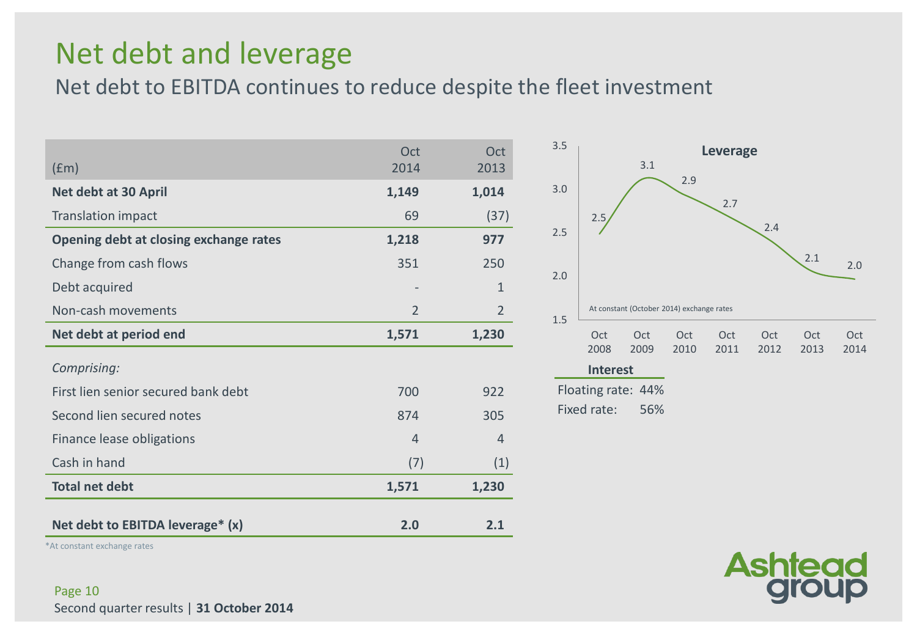# Net debt and leverage

## Net debt to EBITDA continues to reduce despite the fleet investment

| (£m) | Oct 2014 | Oct 2013 |
|---|---|---|
| **Net debt at 30 April** | **1,149** | **1,014** |
| Translation impact | 69 | (37) |
| **Opening debt at closing exchange rates** | **1,218** | **977** |
| Change from cash flows | 351 | 250 |
| Debt acquired | - | 1 |
| Non-cash movements | 2 | 2 |
| **Net debt at period end** | **1,571** | **1,230** |
| *Comprising:* | | |
| First lien senior secured bank debt | 700 | 922 |
| Second lien secured notes | 874 | 305 |
| Finance lease obligations | 4 | 4 |
| Cash in hand | (7) | (1) |
| **Total net debt** | **1,571** | **1,230** |
| **Net debt to EBITDA leverage* (x)** | **2.0** | **2.1** |

*At constant exchange rates

**Leverage**

| Oct 2008 | Oct 2009 | Oct 2010 | Oct 2011 | Oct 2012 | Oct 2013 | Oct 2014 |
|---|---|---|---|---|---|---|
| 2.5 | 3.1 | 2.9 | 2.7 | 2.4 | 2.1 | 2.0 |

At constant (October 2014) exchange rates

**Interest**

Floating rate: 44%

Fixed rate: 56%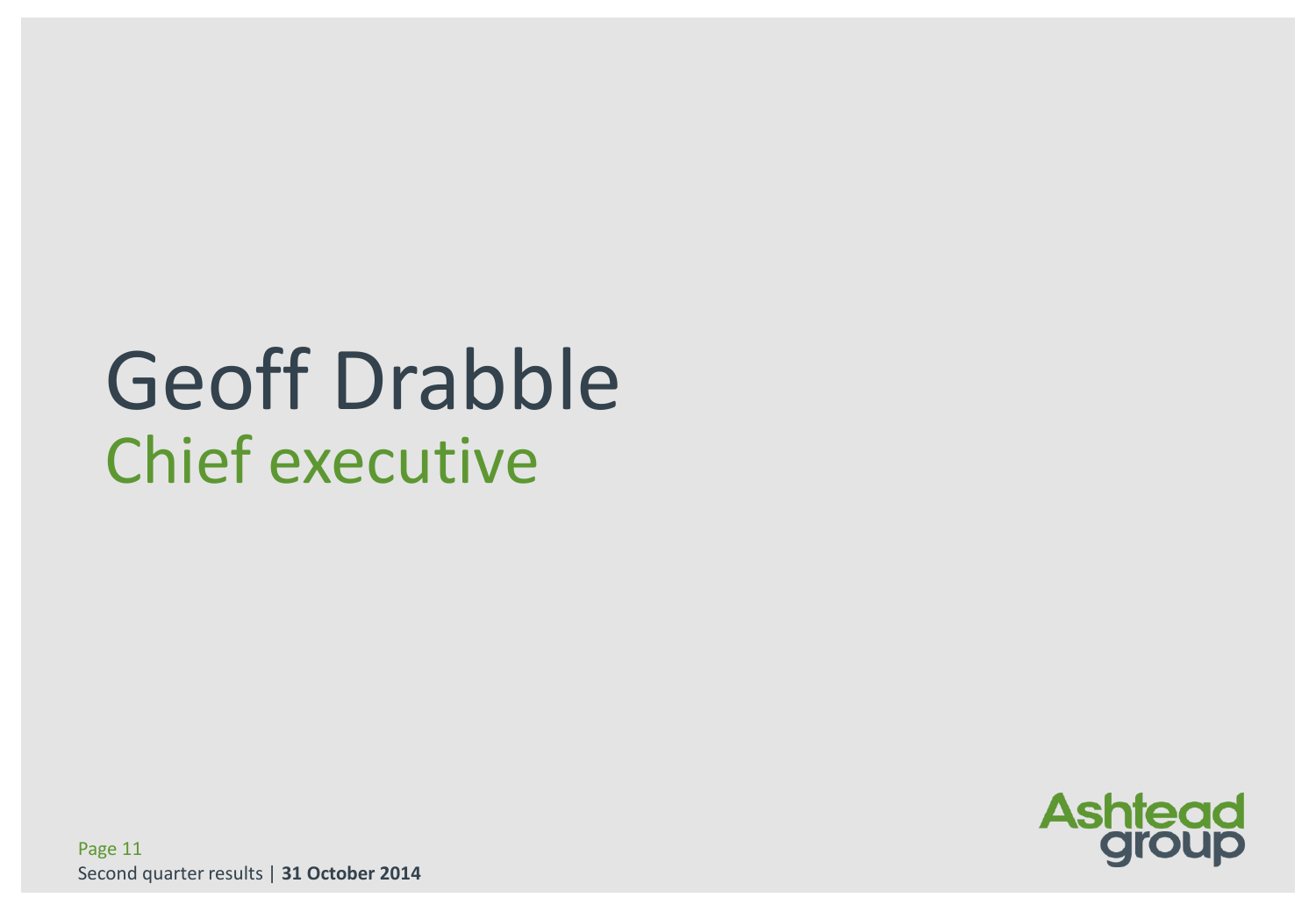# Geoff Drabble

## Chief executive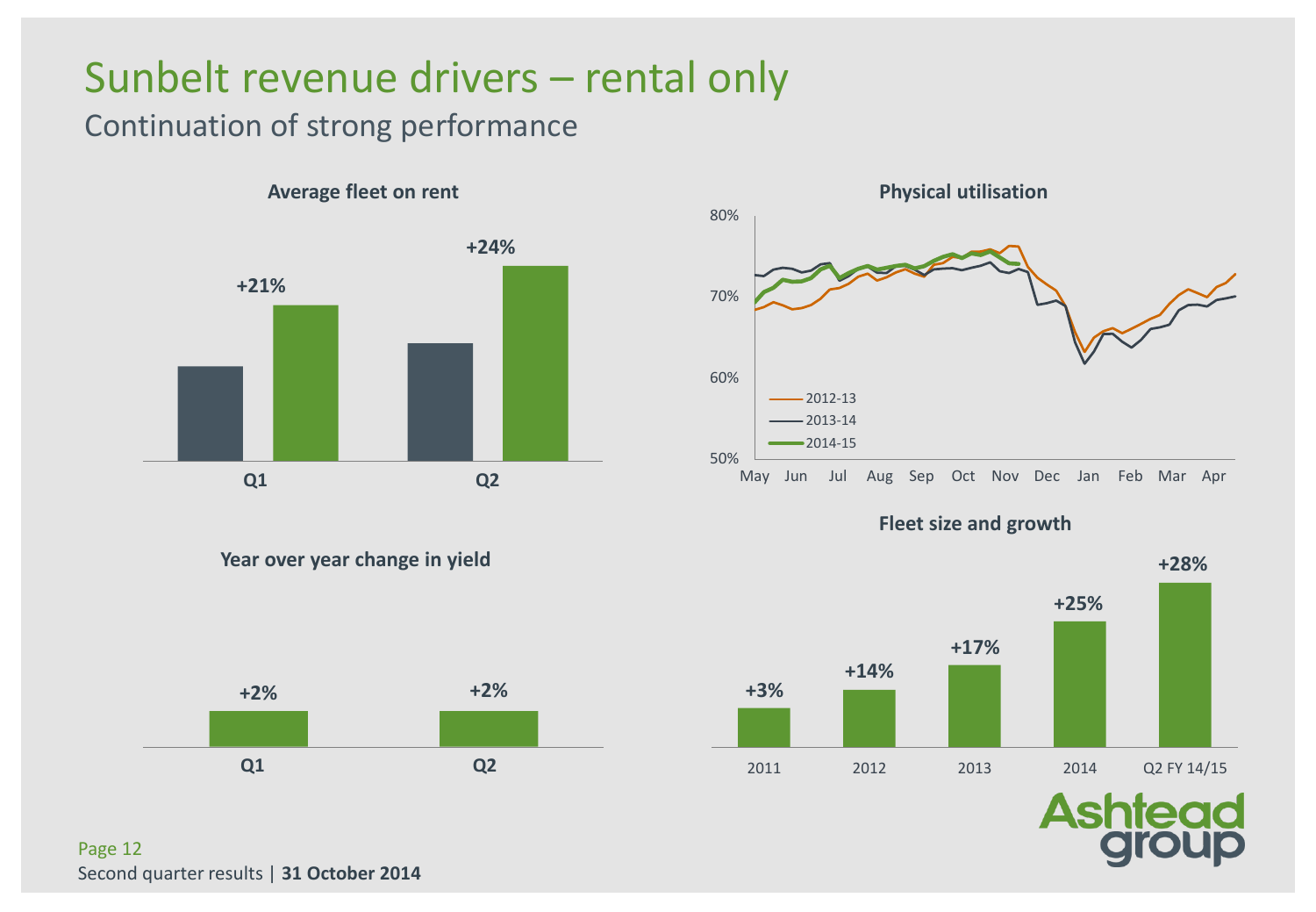# Sunbelt revenue drivers – rental only

## Continuation of strong performance

**Average fleet on rent**

| | Growth |
|---|---|
| Q1 | +21% |
| Q2 | +24% |

**Physical utilisation**

(Chart: 50%–80%, May–Apr; series 2012-13, 2013-14, 2014-15)

**Year over year change in yield**

| | Change |
|---|---|
| Q1 | +2% |
| Q2 | +2% |

**Fleet size and growth**

| 2011 | 2012 | 2013 | 2014 | Q2 FY 14/15 |
|---|---|---|---|---|
| +3% | +14% | +17% | +25% | +28% |

Second quarter results | **31 October 2014**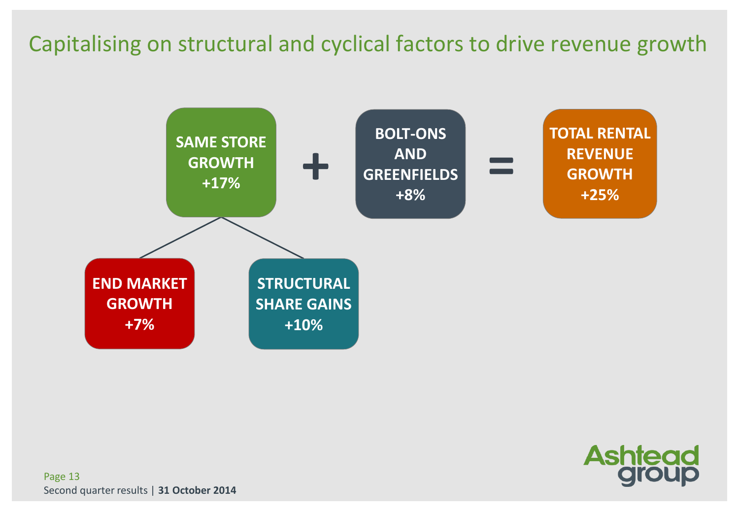# Capitalising on structural and cyclical factors to drive revenue growth

**SAME STORE GROWTH +17%** + **BOLT-ONS AND GREENFIELDS +8%** = **TOTAL RENTAL REVENUE GROWTH +25%**

Same store growth comprises:

- **END MARKET GROWTH +7%**
- **STRUCTURAL SHARE GAINS +10%**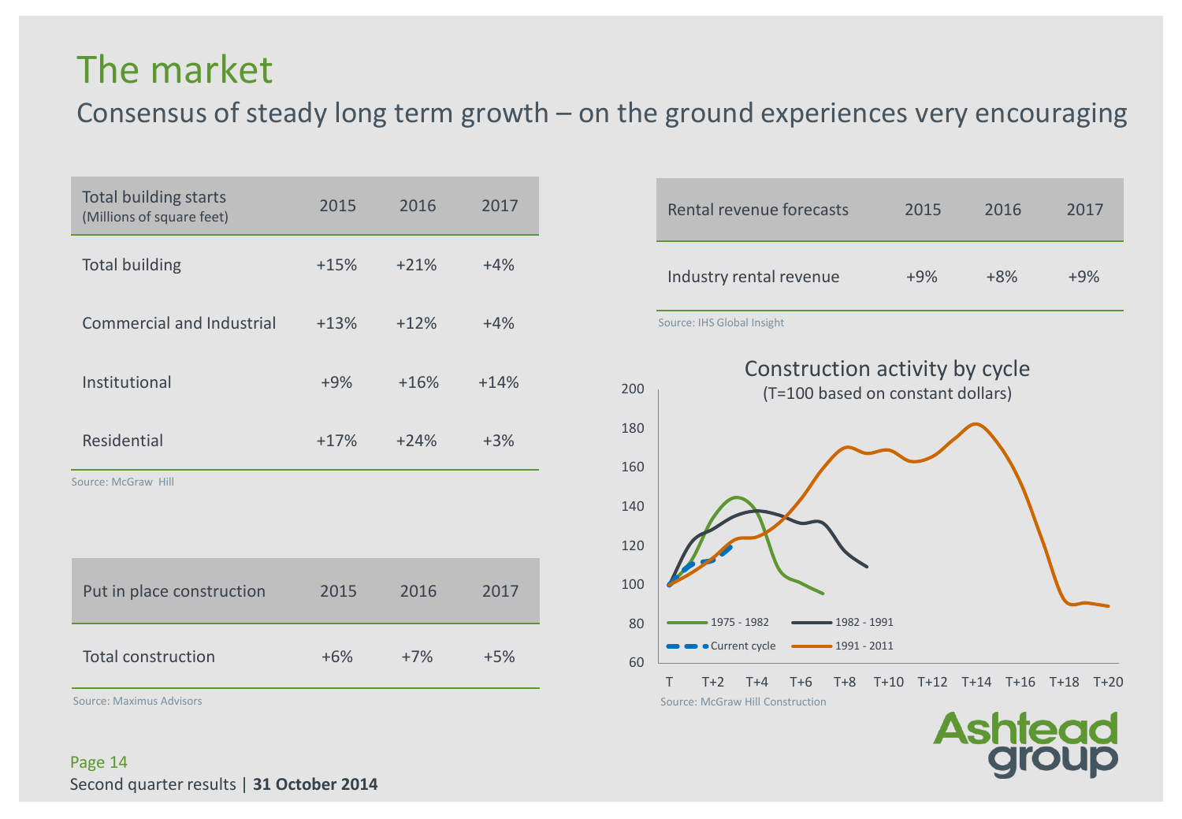# The market

## Consensus of steady long term growth – on the ground experiences very encouraging

| Total building starts (Millions of square feet) | 2015 | 2016 | 2017 |
|---|---|---|---|
| Total building | +15% | +21% | +4% |
| Commercial and Industrial | +13% | +12% | +4% |
| Institutional | +9% | +16% | +14% |
| Residential | +17% | +24% | +3% |

Source: McGraw Hill

| Put in place construction | 2015 | 2016 | 2017 |
|---|---|---|---|
| Total construction | +6% | +7% | +5% |

Source: Maximus Advisors

| Rental revenue forecasts | 2015 | 2016 | 2017 |
|---|---|---|---|
| Industry rental revenue | +9% | +8% | +9% |

Source: IHS Global Insight

Construction activity by cycle
(T=100 based on constant dollars)

Legend: 1975 - 1982; 1982 - 1991; Current cycle; 1991 - 2011

Source: McGraw Hill Construction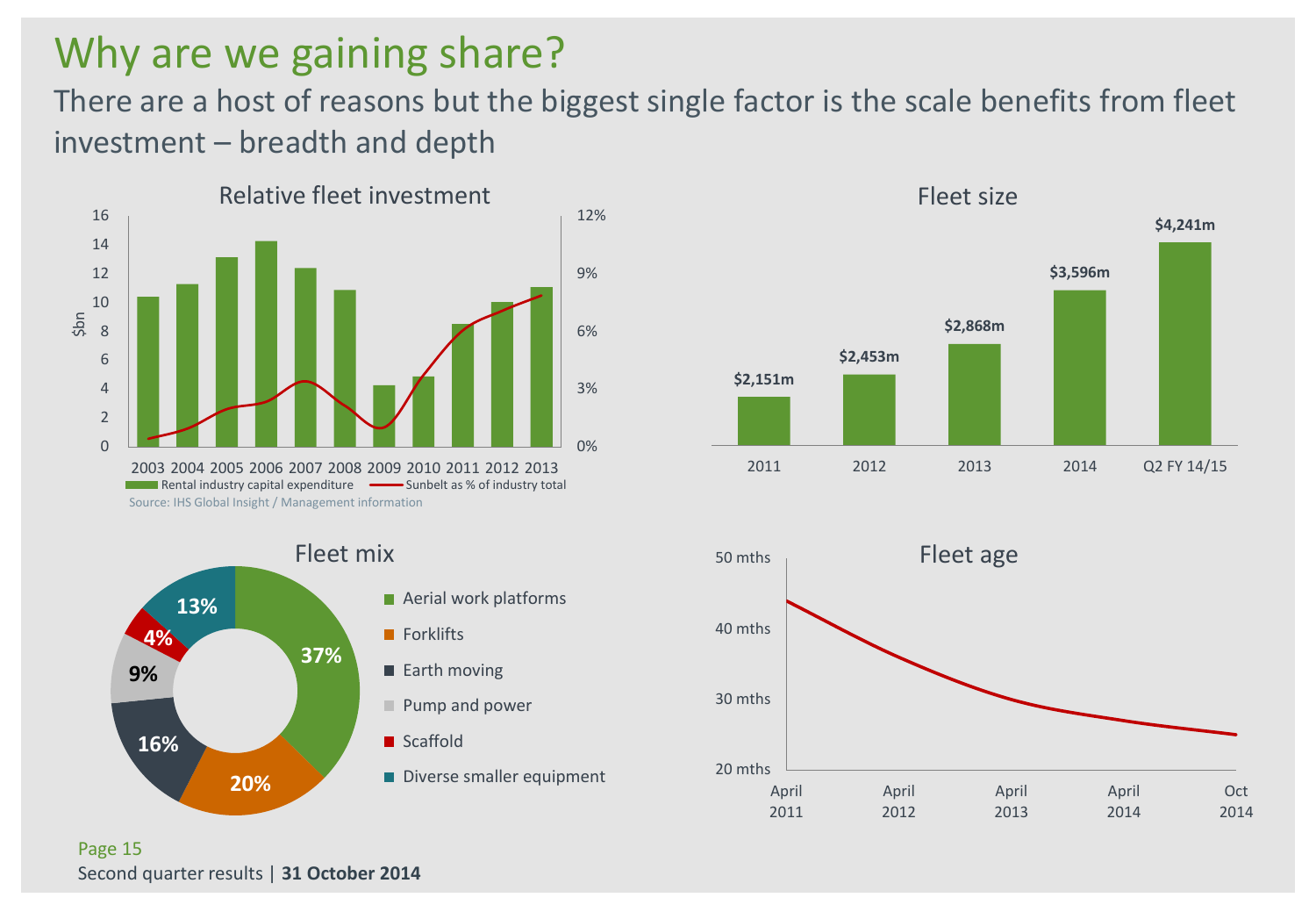# Why are we gaining share?

There are a host of reasons but the biggest single factor is the scale benefits from fleet investment – breadth and depth

### Relative fleet investment

$bn (left axis: 0–16); right axis: 0%–12%

Years: 2003 2004 2005 2006 2007 2008 2009 2010 2011 2012 2013

Legend: Rental industry capital expenditure; Sunbelt as % of industry total

Source: IHS Global Insight / Management information

### Fleet size

| 2011 | 2012 | 2013 | 2014 | Q2 FY 14/15 |
|---|---|---|---|---|
| $2,151m | $2,453m | $2,868m | $3,596m | $4,241m |

### Fleet mix

- Aerial work platforms – 37%
- Forklifts – 20%
- Earth moving – 16%
- Pump and power – 9%
- Scaffold – 4%
- Diverse smaller equipment – 13%

### Fleet age

Axis: 20 mths – 50 mths

April 2011, April 2012, April 2013, April 2014, Oct 2014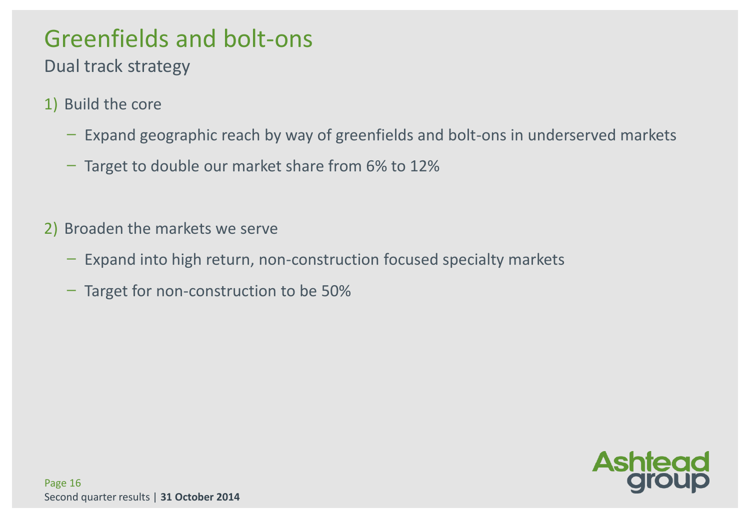# Greenfields and bolt-ons

## Dual track strategy

1) Build the core
   - Expand geographic reach by way of greenfields and bolt-ons in underserved markets
   - Target to double our market share from 6% to 12%

2) Broaden the markets we serve
   - Expand into high return, non-construction focused specialty markets
   - Target for non-construction to be 50%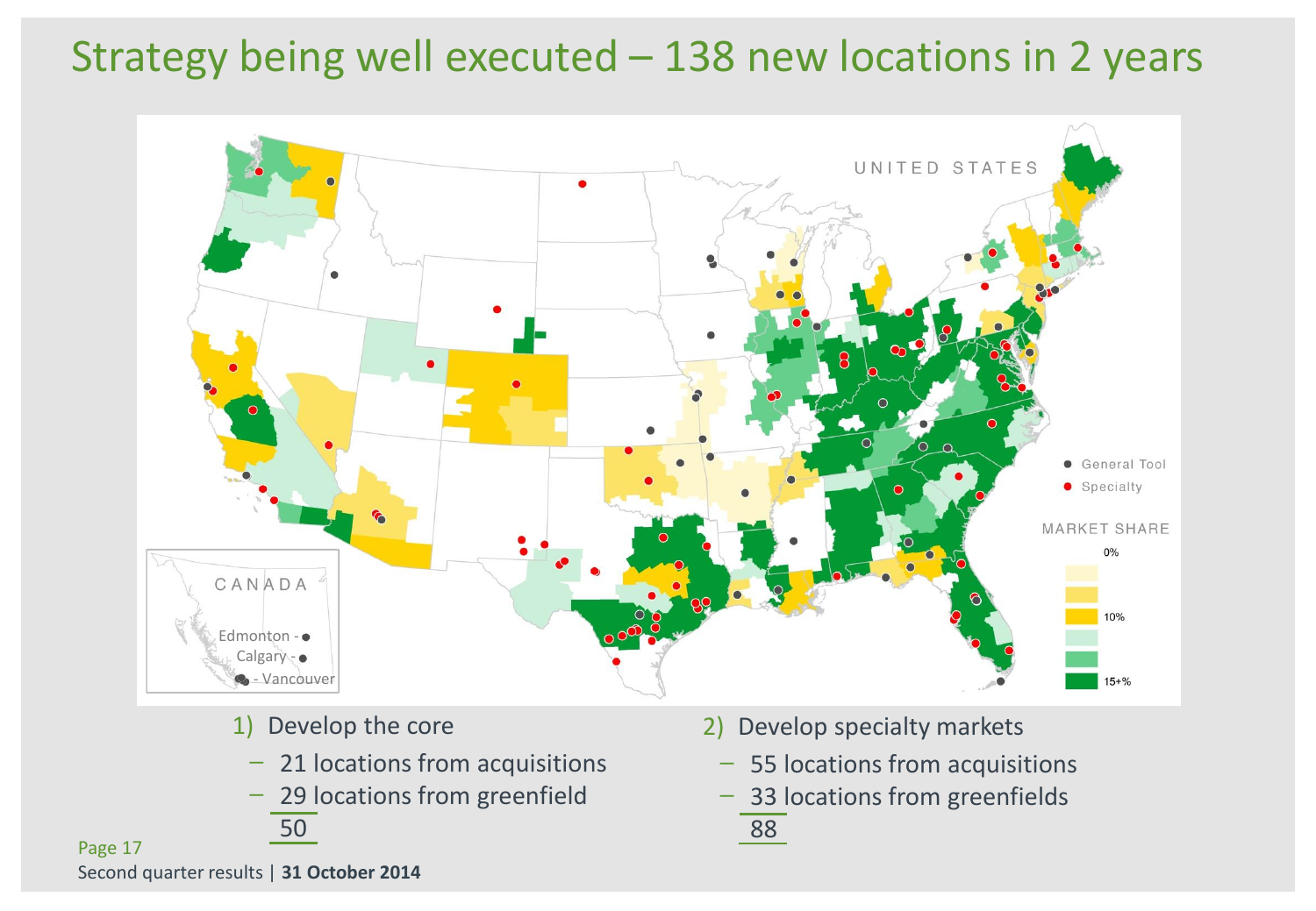# Strategy being well executed – 138 new locations in 2 years

1) Develop the core
   - 21 locations from acquisitions
   - 29 locations from greenfield

   50

2) Develop specialty markets
   - 55 locations from acquisitions
   - 33 locations from greenfields

   88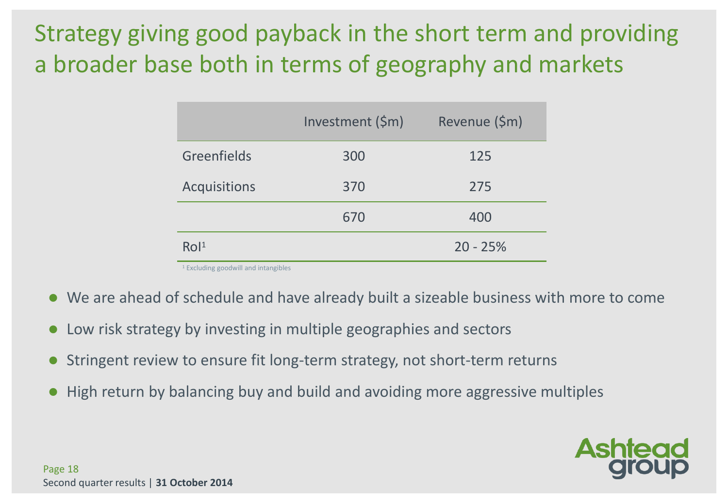# Strategy giving good payback in the short term and providing a broader base both in terms of geography and markets

| | Investment ($m) | Revenue ($m) |
|---|---|---|
| Greenfields | 300 | 125 |
| Acquisitions | 370 | 275 |
| | 670 | 400 |
| RoI[1] | | 20 - 25% |

[1] Excluding goodwill and intangibles

- We are ahead of schedule and have already built a sizeable business with more to come
- Low risk strategy by investing in multiple geographies and sectors
- Stringent review to ensure fit long-term strategy, not short-term returns
- High return by balancing buy and build and avoiding more aggressive multiples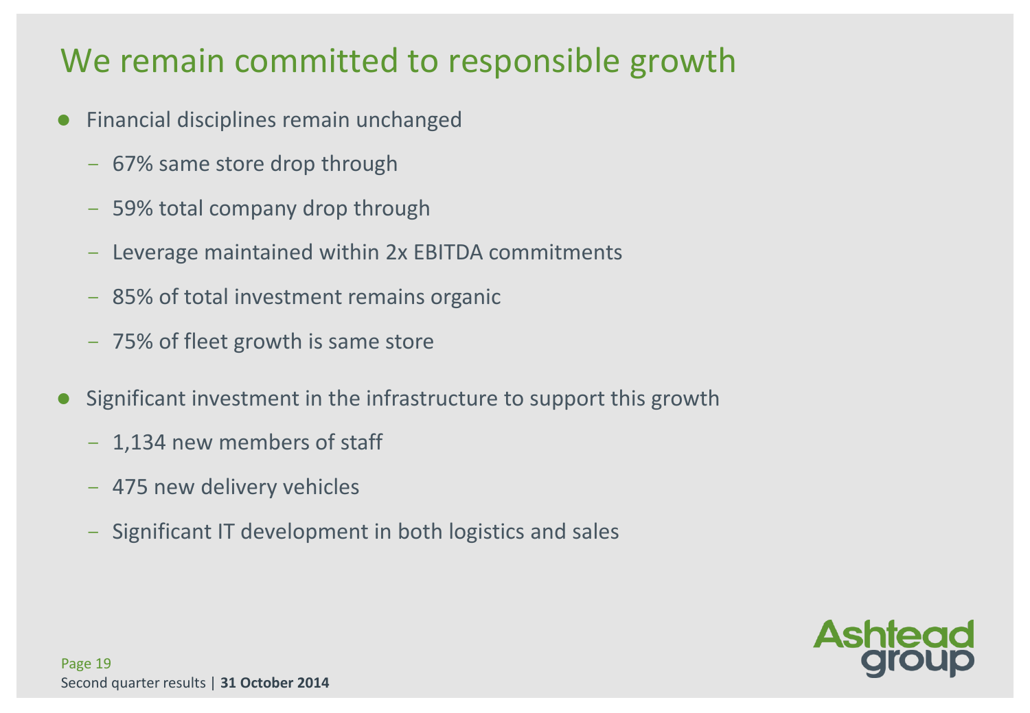# We remain committed to responsible growth

- Financial disciplines remain unchanged
  - 67% same store drop through
  - 59% total company drop through
  - Leverage maintained within 2x EBITDA commitments
  - 85% of total investment remains organic
  - 75% of fleet growth is same store
- Significant investment in the infrastructure to support this growth
  - 1,134 new members of staff
  - 475 new delivery vehicles
  - Significant IT development in both logistics and sales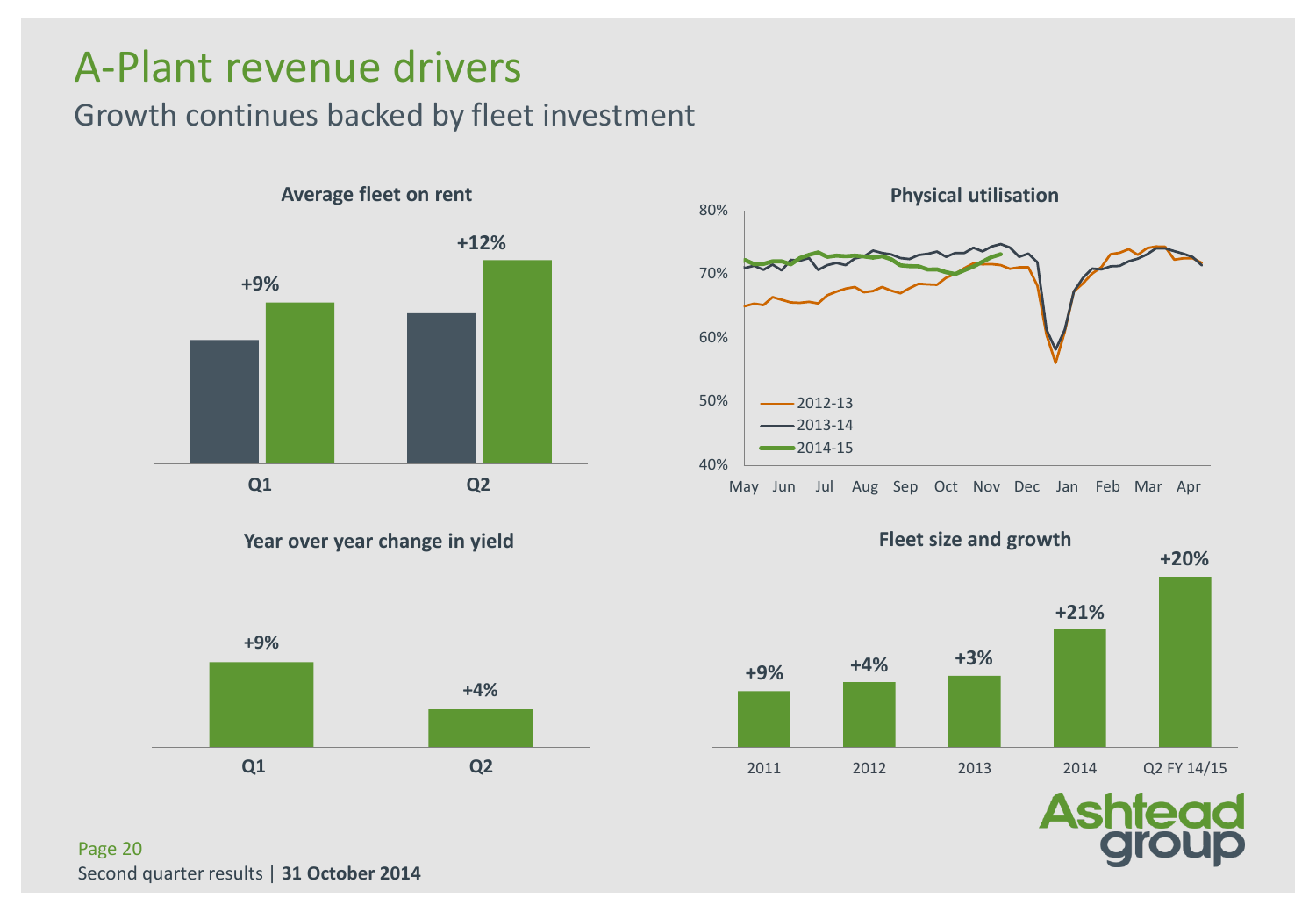# A-Plant revenue drivers

## Growth continues backed by fleet investment

**Average fleet on rent**

| | Change |
|---|---|
| Q1 | +9% |
| Q2 | +12% |

**Physical utilisation**

80%
70%
60%
50%
40%

May Jun Jul Aug Sep Oct Nov Dec Jan Feb Mar Apr

2012-13
2013-14
2014-15

**Year over year change in yield**

| | Change |
|---|---|
| Q1 | +9% |
| Q2 | +4% |

**Fleet size and growth**

| | Growth |
|---|---|
| 2011 | +9% |
| 2012 | +4% |
| 2013 | +3% |
| 2014 | +21% |
| Q2 FY 14/15 | +20% |

Second quarter results | **31 October 2014**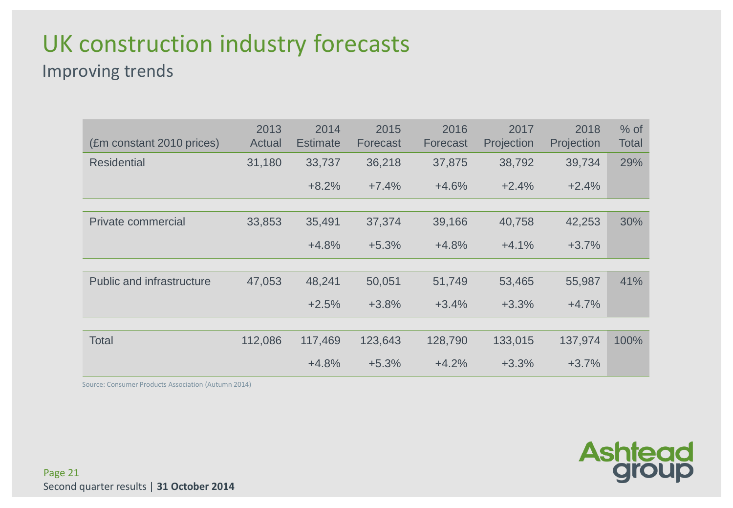# UK construction industry forecasts

## Improving trends

| (£m constant 2010 prices) | 2013 Actual | 2014 Estimate | 2015 Forecast | 2016 Forecast | 2017 Projection | 2018 Projection | % of Total |
|---|---|---|---|---|---|---|---|
| Residential | 31,180 | 33,737 | 36,218 | 37,875 | 38,792 | 39,734 | 29% |
| | | +8.2% | +7.4% | +4.6% | +2.4% | +2.4% | |
| Private commercial | 33,853 | 35,491 | 37,374 | 39,166 | 40,758 | 42,253 | 30% |
| | | +4.8% | +5.3% | +4.8% | +4.1% | +3.7% | |
| Public and infrastructure | 47,053 | 48,241 | 50,051 | 51,749 | 53,465 | 55,987 | 41% |
| | | +2.5% | +3.8% | +3.4% | +3.3% | +4.7% | |
| Total | 112,086 | 117,469 | 123,643 | 128,790 | 133,015 | 137,974 | 100% |
| | | +4.8% | +5.3% | +4.2% | +3.3% | +3.7% | |

Source: Consumer Products Association (Autumn 2014)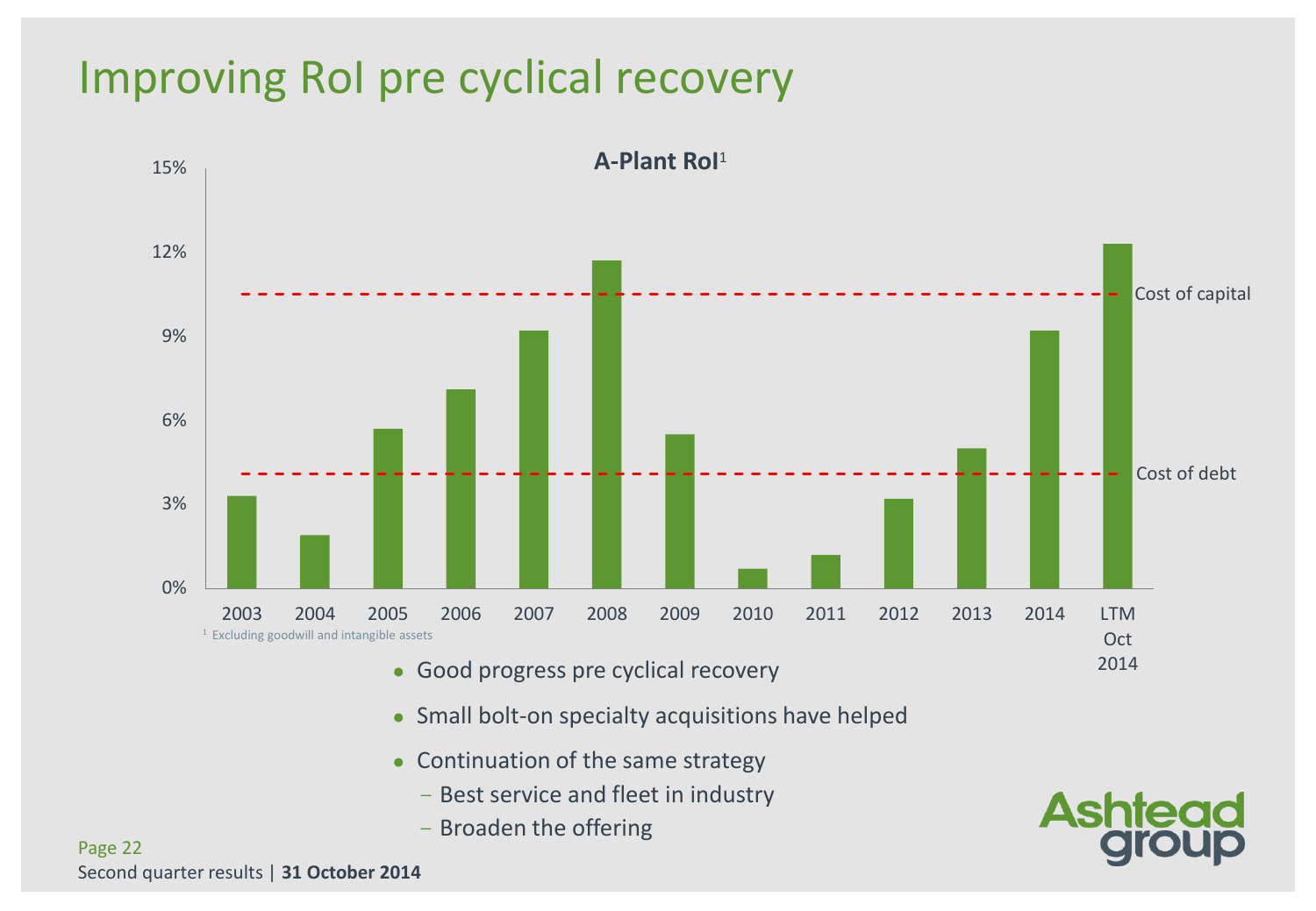# Improving RoI pre cyclical recovery

**A-Plant RoI**[1]

| Year | RoI |
|---|---|
| 2003 | ~3.3% |
| 2004 | ~1.9% |
| 2005 | ~5.7% |
| 2006 | ~7.1% |
| 2007 | ~9.2% |
| 2008 | ~11.7% |
| 2009 | ~5.5% |
| 2010 | ~0.7% |
| 2011 | ~1.2% |
| 2012 | ~3.2% |
| 2013 | ~5.0% |
| 2014 | ~9.2% |
| LTM Oct 2014 | ~12.3% |

Cost of capital: ~10.5%
Cost of debt: ~4.1%

[1] Excluding goodwill and intangible assets

- Good progress pre cyclical recovery
- Small bolt-on specialty acquisitions have helped
- Continuation of the same strategy
  - Best service and fleet in industry
  - Broaden the offering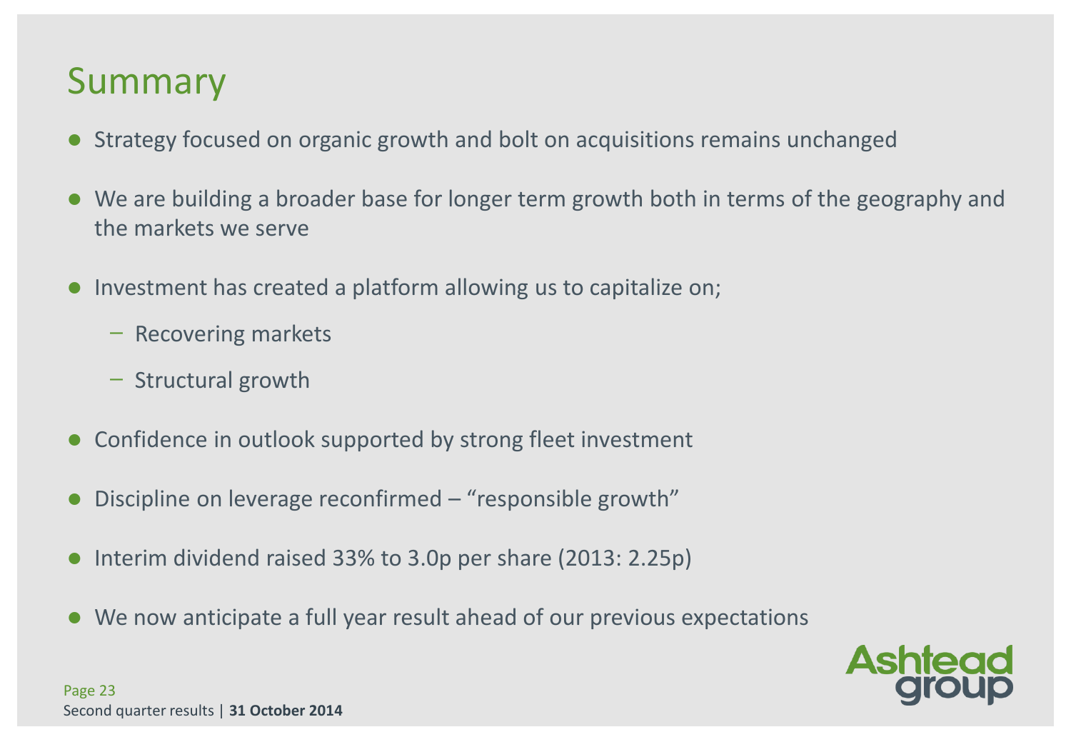# Summary

- Strategy focused on organic growth and bolt on acquisitions remains unchanged
- We are building a broader base for longer term growth both in terms of the geography and the markets we serve
- Investment has created a platform allowing us to capitalize on;
  - Recovering markets
  - Structural growth
- Confidence in outlook supported by strong fleet investment
- Discipline on leverage reconfirmed – "responsible growth"
- Interim dividend raised 33% to 3.0p per share (2013: 2.25p)
- We now anticipate a full year result ahead of our previous expectations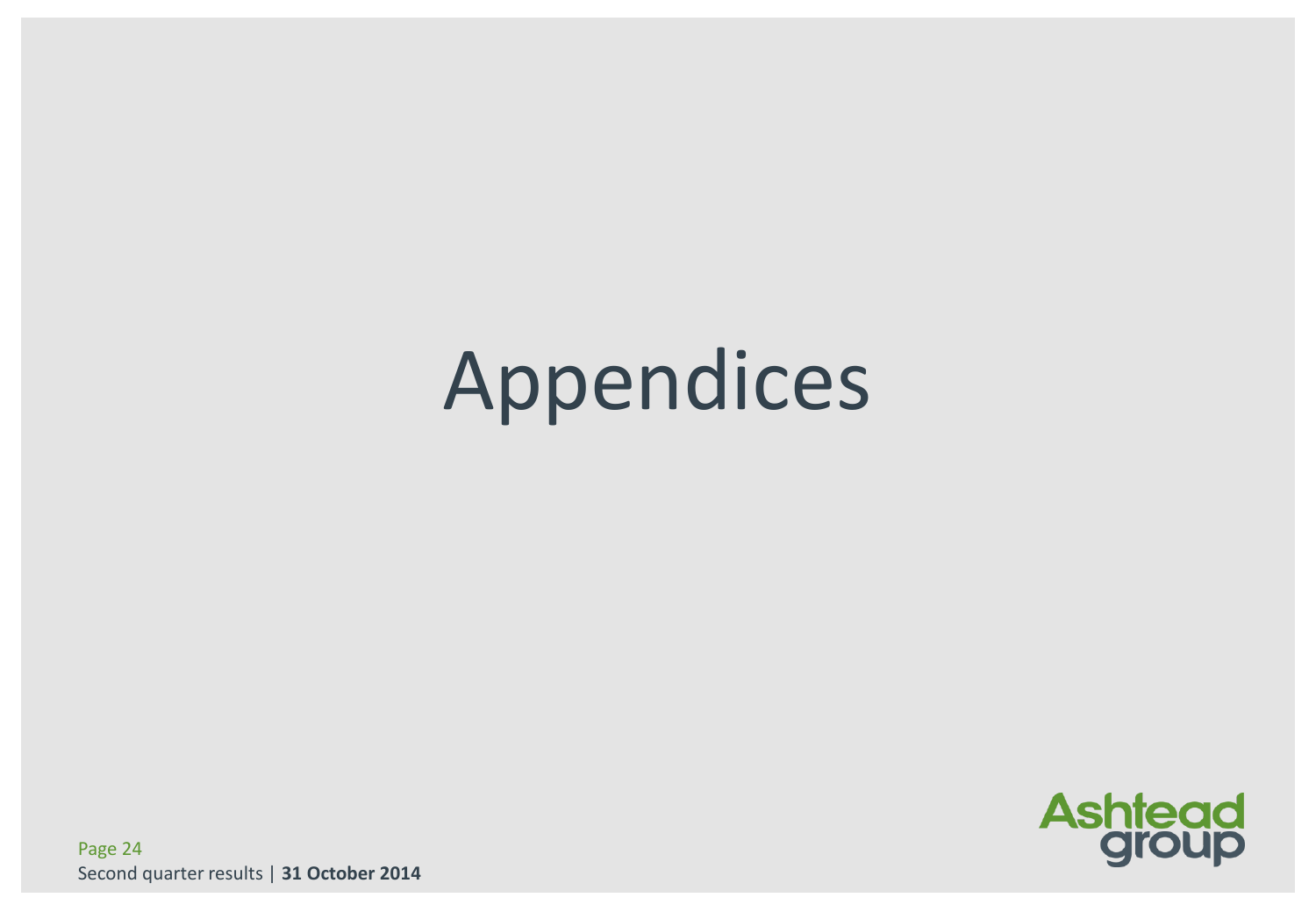# Appendices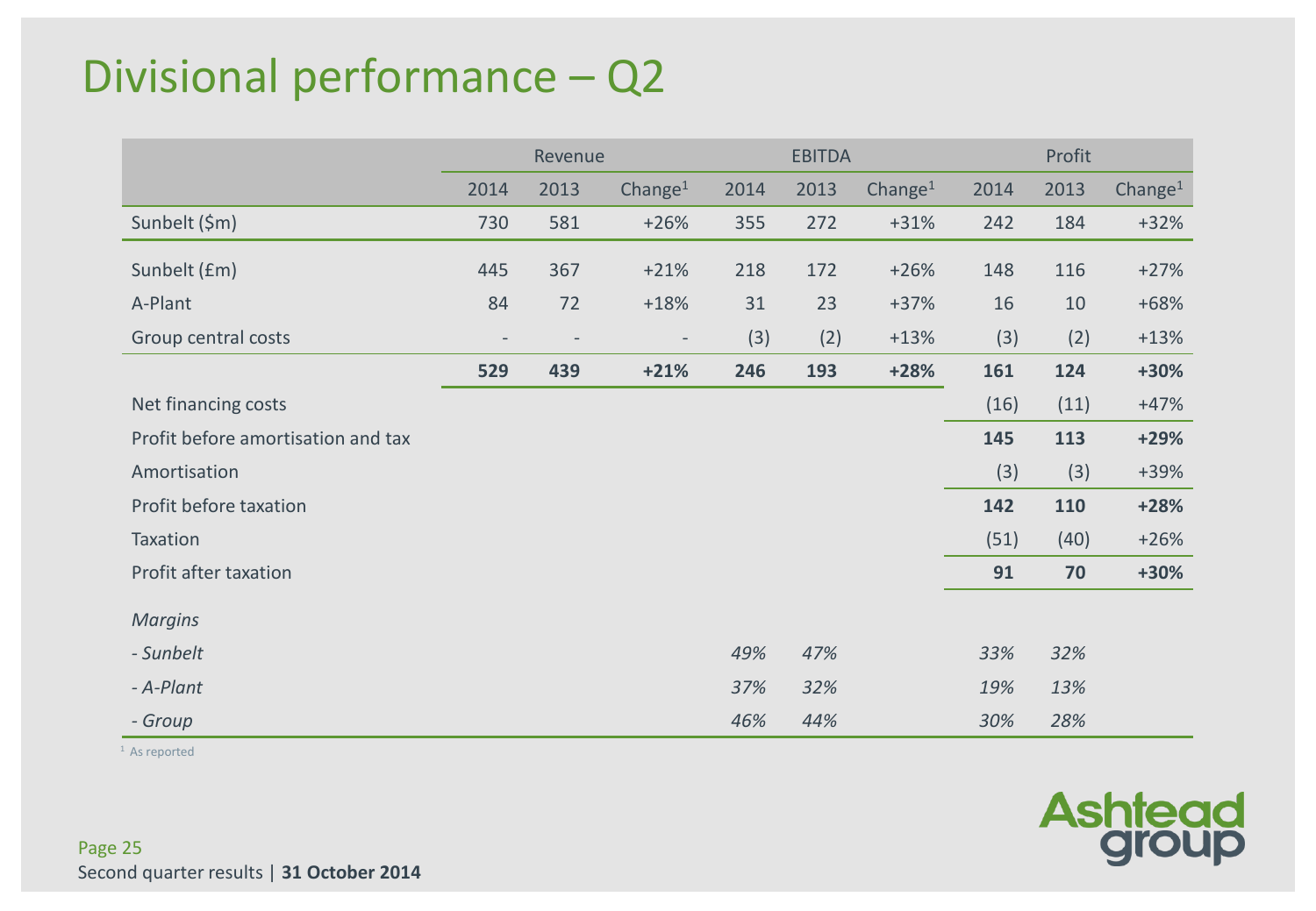# Divisional performance – Q2

| | Revenue | | | EBITDA | | | Profit | | |
|---|---|---|---|---|---|---|---|---|---|
| | 2014 | 2013 | Change[1] | 2014 | 2013 | Change[1] | 2014 | 2013 | Change[1] |
| Sunbelt ($m) | 730 | 581 | +26% | 355 | 272 | +31% | 242 | 184 | +32% |
| Sunbelt (£m) | 445 | 367 | +21% | 218 | 172 | +26% | 148 | 116 | +27% |
| A-Plant | 84 | 72 | +18% | 31 | 23 | +37% | 16 | 10 | +68% |
| Group central costs | - | - | - | (3) | (2) | +13% | (3) | (2) | +13% |
| | **529** | **439** | **+21%** | **246** | **193** | **+28%** | **161** | **124** | **+30%** |
| Net financing costs | | | | | | | (16) | (11) | +47% |
| Profit before amortisation and tax | | | | | | | **145** | **113** | **+29%** |
| Amortisation | | | | | | | (3) | (3) | +39% |
| Profit before taxation | | | | | | | **142** | **110** | **+28%** |
| Taxation | | | | | | | (51) | (40) | +26% |
| Profit after taxation | | | | | | | **91** | **70** | **+30%** |
| *Margins* | | | | | | | | | |
| *- Sunbelt* | | | | *49%* | *47%* | | *33%* | *32%* | |
| *- A-Plant* | | | | *37%* | *32%* | | *19%* | *13%* | |
| *- Group* | | | | *46%* | *44%* | | *30%* | *28%* | |

[1] As reported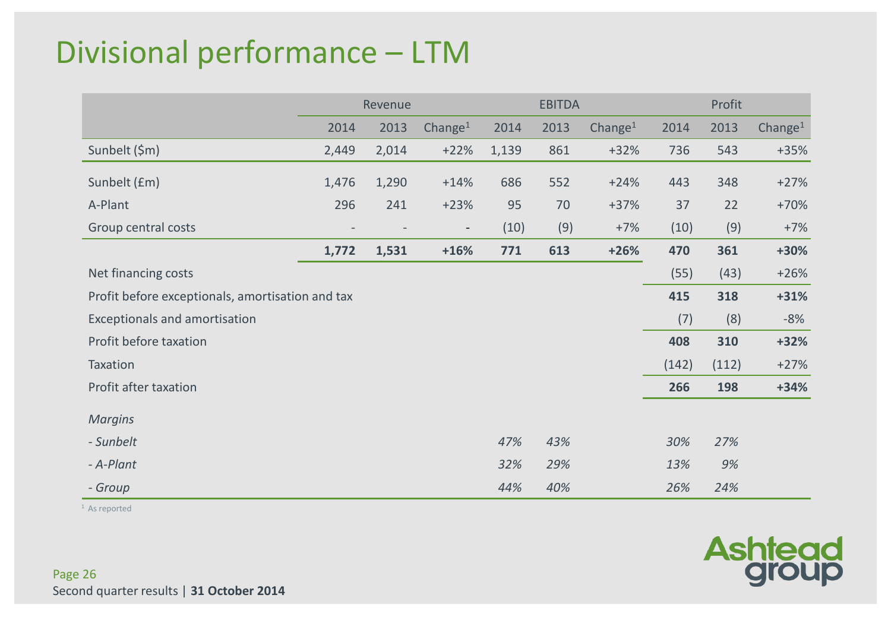# Divisional performance – LTM

| | Revenue | | | EBITDA | | | Profit | | |
|---|---|---|---|---|---|---|---|---|---|
| | 2014 | 2013 | Change[1] | 2014 | 2013 | Change[1] | 2014 | 2013 | Change[1] |
| Sunbelt ($m) | 2,449 | 2,014 | +22% | 1,139 | 861 | +32% | 736 | 543 | +35% |
| Sunbelt (£m) | 1,476 | 1,290 | +14% | 686 | 552 | +24% | 443 | 348 | +27% |
| A-Plant | 296 | 241 | +23% | 95 | 70 | +37% | 37 | 22 | +70% |
| Group central costs | - | - | - | (10) | (9) | +7% | (10) | (9) | +7% |
| | **1,772** | **1,531** | **+16%** | **771** | **613** | **+26%** | **470** | **361** | **+30%** |
| Net financing costs | | | | | | | (55) | (43) | +26% |
| Profit before exceptionals, amortisation and tax | | | | | | | **415** | **318** | **+31%** |
| Exceptionals and amortisation | | | | | | | (7) | (8) | -8% |
| Profit before taxation | | | | | | | **408** | **310** | **+32%** |
| Taxation | | | | | | | (142) | (112) | +27% |
| Profit after taxation | | | | | | | **266** | **198** | **+34%** |
| *Margins* | | | | | | | | | |
| *- Sunbelt* | | | | *47%* | *43%* | | *30%* | *27%* | |
| *- A-Plant* | | | | *32%* | *29%* | | *13%* | *9%* | |
| *- Group* | | | | *44%* | *40%* | | *26%* | *24%* | |

[1] As reported

Second quarter results | **31 October 2014**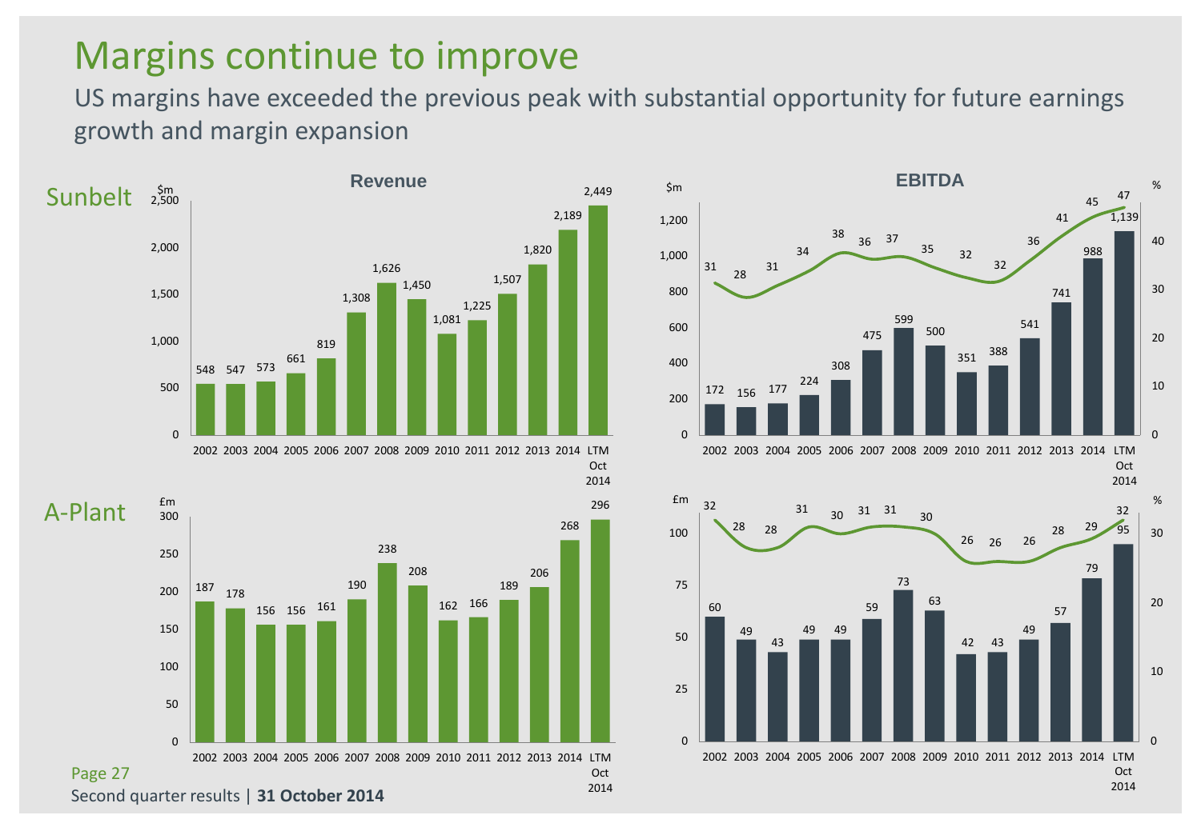# Margins continue to improve

US margins have exceeded the previous peak with substantial opportunity for future earnings growth and margin expansion

## Sunbelt

### Revenue ($m)

| Year | Revenue |
|---|---|
| 2002 | 548 |
| 2003 | 547 |
| 2004 | 573 |
| 2005 | 661 |
| 2006 | 819 |
| 2007 | 1,308 |
| 2008 | 1,626 |
| 2009 | 1,450 |
| 2010 | 1,081 |
| 2011 | 1,225 |
| 2012 | 1,507 |
| 2013 | 1,820 |
| 2014 | 2,189 |
| LTM Oct 2014 | 2,449 |

### EBITDA ($m, %)

| Year | EBITDA | Margin % |
|---|---|---|
| 2002 | 172 | 31 |
| 2003 | 156 | 28 |
| 2004 | 177 | 31 |
| 2005 | 224 | 34 |
| 2006 | 308 | 38 |
| 2007 | 475 | 36 |
| 2008 | 599 | 37 |
| 2009 | 500 | 35 |
| 2010 | 351 | 32 |
| 2011 | 388 | 32 |
| 2012 | 541 | 36 |
| 2013 | 741 | 41 |
| 2014 | 988 | 45 |
| LTM Oct 2014 | 1,139 | 47 |

## A-Plant

### Revenue (£m)

| Year | Revenue |
|---|---|
| 2002 | 187 |
| 2003 | 178 |
| 2004 | 156 |
| 2005 | 156 |
| 2006 | 161 |
| 2007 | 190 |
| 2008 | 238 |
| 2009 | 208 |
| 2010 | 162 |
| 2011 | 166 |
| 2012 | 189 |
| 2013 | 206 |
| 2014 | 268 |
| LTM Oct 2014 | 296 |

### EBITDA (£m, %)

| Year | EBITDA | Margin % |
|---|---|---|
| 2002 | 60 | 32 |
| 2003 | 49 | 28 |
| 2004 | 43 | 28 |
| 2005 | 49 | 31 |
| 2006 | 49 | 30 |
| 2007 | 59 | 31 |
| 2008 | 73 | 31 |
| 2009 | 63 | 30 |
| 2010 | 42 | 26 |
| 2011 | 43 | 26 |
| 2012 | 49 | 26 |
| 2013 | 57 | 28 |
| 2014 | 79 | 29 |
| LTM Oct 2014 | 95 | 32 |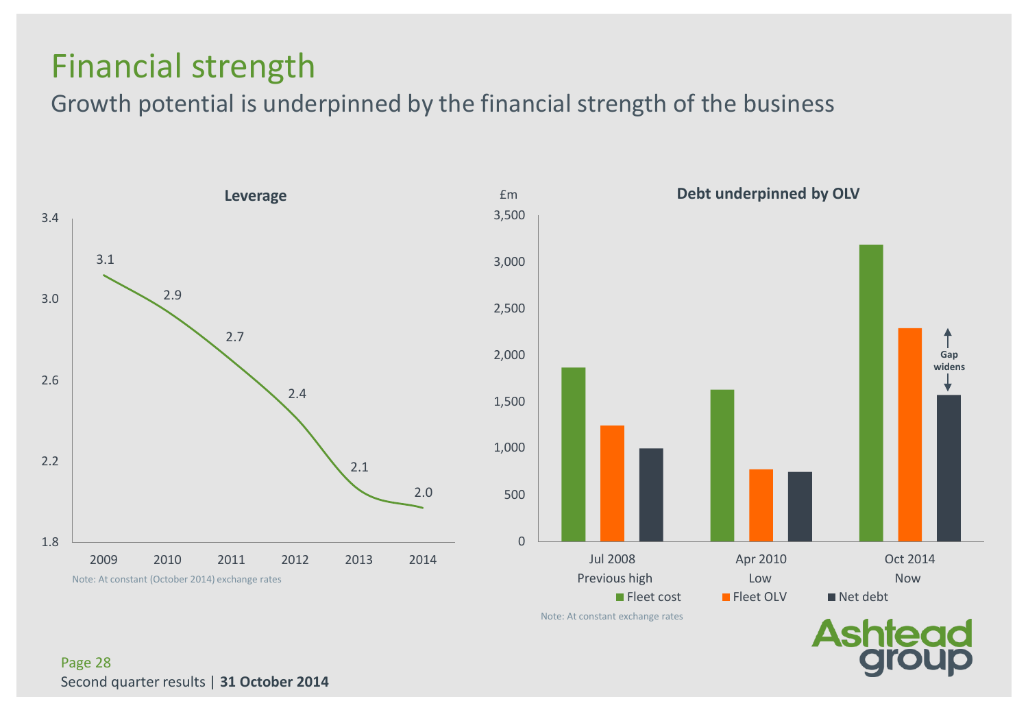# Financial strength

## Growth potential is underpinned by the financial strength of the business

**Leverage**

| Year | Leverage |
|---|---|
| 2009 | 3.1 |
| 2010 | 2.9 |
| 2011 | 2.7 |
| 2012 | 2.4 |
| 2013 | 2.1 |
| 2014 | 2.0 |

Note: At constant (October 2014) exchange rates

**Debt underpinned by OLV**

£m

| | Jul 2008 Previous high | Apr 2010 Low | Oct 2014 Now |
|---|---|---|---|
| Fleet cost | ~1,860 | ~1,620 | ~3,180 |
| Fleet OLV | ~1,240 | ~770 | ~2,280 |
| Net debt | ~1,000 | ~740 | ~1,570 |

Gap widens

Note: At constant exchange rates

Second quarter results | **31 October 2014**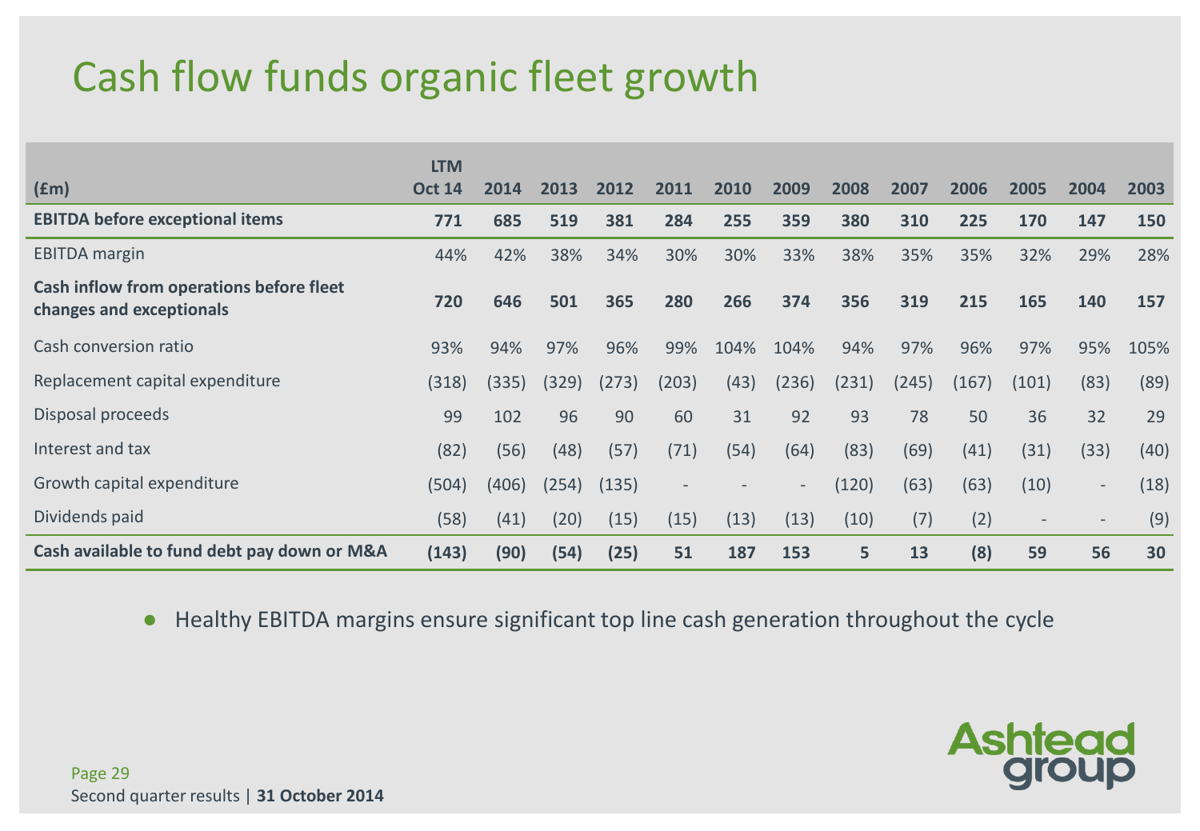# Cash flow funds organic fleet growth

| (£m) | LTM Oct 14 | 2014 | 2013 | 2012 | 2011 | 2010 | 2009 | 2008 | 2007 | 2006 | 2005 | 2004 | 2003 |
|---|---|---|---|---|---|---|---|---|---|---|---|---|---|
| **EBITDA before exceptional items** | **771** | **685** | **519** | **381** | **284** | **255** | **359** | **380** | **310** | **225** | **170** | **147** | **150** |
| EBITDA margin | 44% | 42% | 38% | 34% | 30% | 30% | 33% | 38% | 35% | 35% | 32% | 29% | 28% |
| **Cash inflow from operations before fleet changes and exceptionals** | **720** | **646** | **501** | **365** | **280** | **266** | **374** | **356** | **319** | **215** | **165** | **140** | **157** |
| Cash conversion ratio | 93% | 94% | 97% | 96% | 99% | 104% | 104% | 94% | 97% | 96% | 97% | 95% | 105% |
| Replacement capital expenditure | (318) | (335) | (329) | (273) | (203) | (43) | (236) | (231) | (245) | (167) | (101) | (83) | (89) |
| Disposal proceeds | 99 | 102 | 96 | 90 | 60 | 31 | 92 | 93 | 78 | 50 | 36 | 32 | 29 |
| Interest and tax | (82) | (56) | (48) | (57) | (71) | (54) | (64) | (83) | (69) | (41) | (31) | (33) | (40) |
| Growth capital expenditure | (504) | (406) | (254) | (135) | - | - | - | (120) | (63) | (63) | (10) | - | (18) |
| Dividends paid | (58) | (41) | (20) | (15) | (15) | (13) | (13) | (10) | (7) | (2) | - | - | (9) |
| **Cash available to fund debt pay down or M&A** | **(143)** | **(90)** | **(54)** | **(25)** | **51** | **187** | **153** | **5** | **13** | **(8)** | **59** | **56** | **30** |

- Healthy EBITDA margins ensure significant top line cash generation throughout the cycle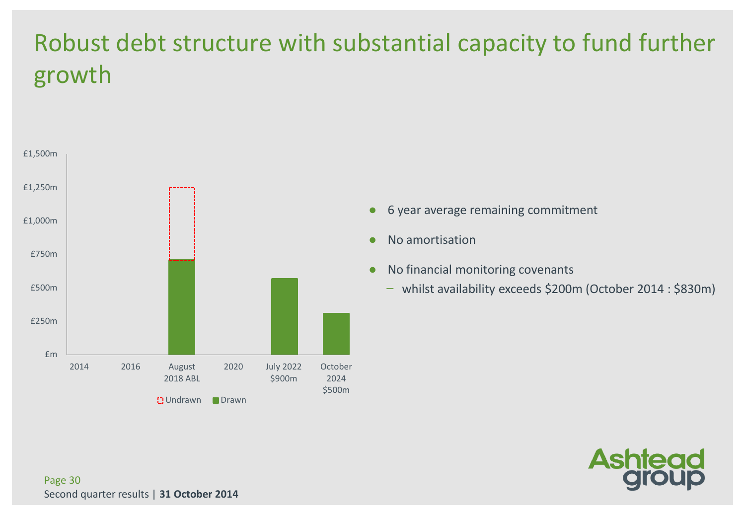# Robust debt structure with substantial capacity to fund further growth

£1,500m

£1,250m

£1,000m

£750m

£500m

£250m

£m

2014 | 2016 | August 2018 ABL | 2020 | July 2022 $900m | October 2024 $500m

Undrawn | Drawn

- 6 year average remaining commitment
- No amortisation
- No financial monitoring covenants
  - whilst availability exceeds $200m (October 2014 : $830m)

Second quarter results | **31 October 2014**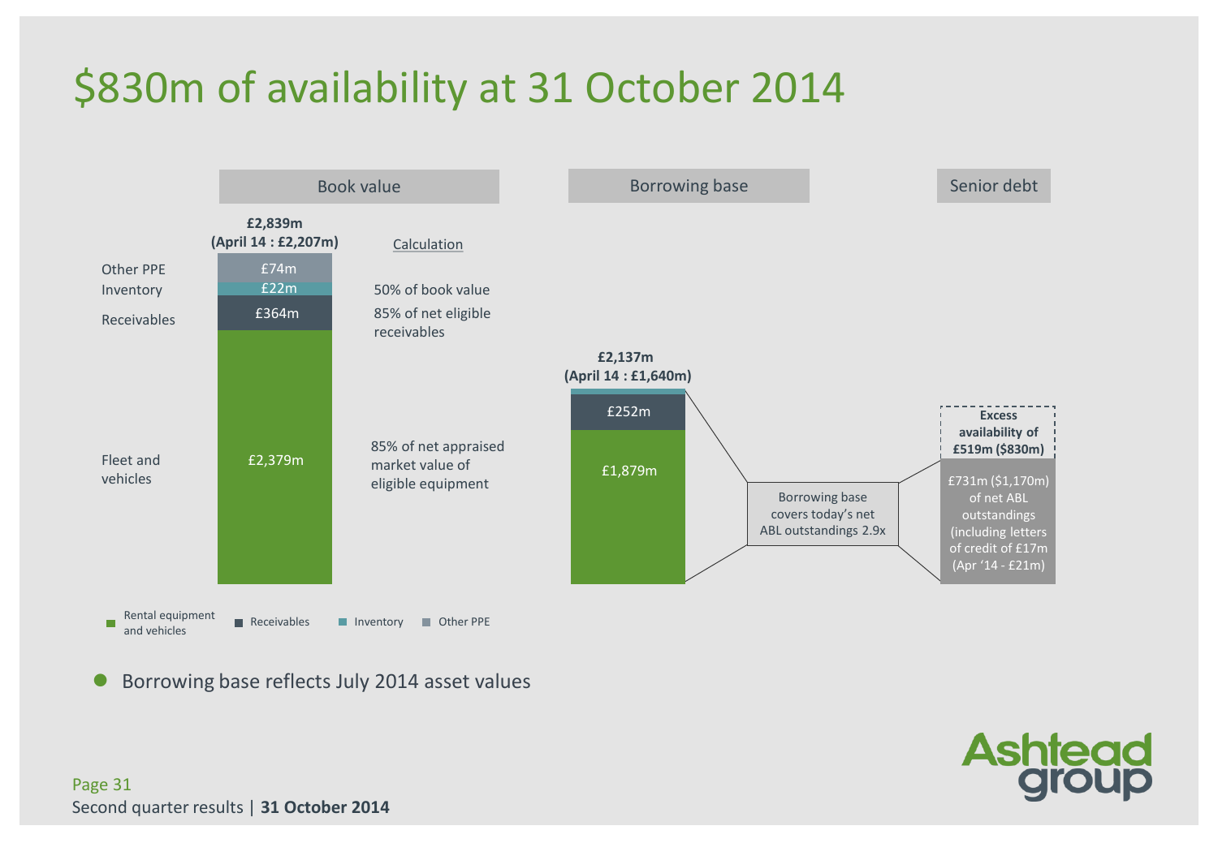# $830m of availability at 31 October 2014

| | Book value | Calculation |
|---|---|---|
| | **£2,839m (April 14 : £2,207m)** | |
| Other PPE | £74m | 50% of book value |
| Inventory | £22m | 50% of book value |
| Receivables | £364m | 85% of net eligible receivables |
| Fleet and vehicles | £2,379m | 85% of net appraised market value of eligible equipment |

**Borrowing base**

**£2,137m (April 14 : £1,640m)**

- £252m
- £1,879m

Borrowing base covers today's net ABL outstandings 2.9x

**Senior debt**

**Excess availability of £519m ($830m)**

£731m ($1,170m) of net ABL outstandings (including letters of credit of £17m (Apr '14 - £21m)

Legend: Rental equipment and vehicles, Receivables, Inventory, Other PPE

- Borrowing base reflects July 2014 asset values

Second quarter results | **31 October 2014**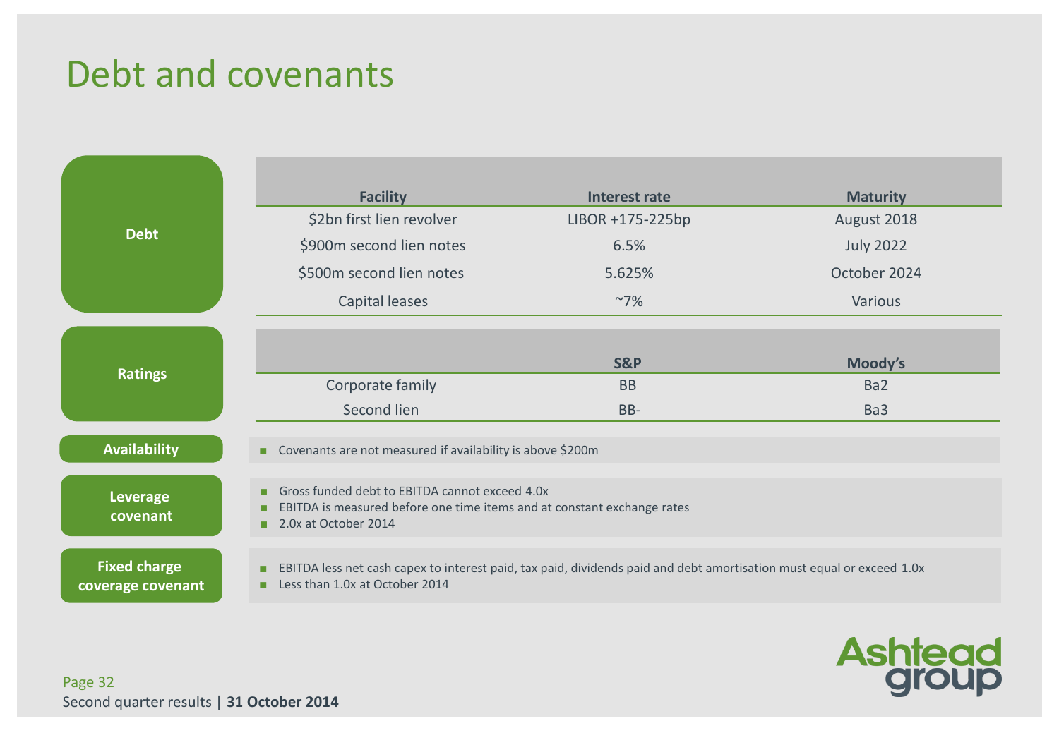# Debt and covenants

**Debt**

| Facility | Interest rate | Maturity |
|---|---|---|
| $2bn first lien revolver | LIBOR +175-225bp | August 2018 |
| $900m second lien notes | 6.5% | July 2022 |
| $500m second lien notes | 5.625% | October 2024 |
| Capital leases | ~7% | Various |

**Ratings**

| | S&P | Moody's |
|---|---|---|
| Corporate family | BB | Ba2 |
| Second lien | BB- | Ba3 |

**Availability**

- Covenants are not measured if availability is above $200m

**Leverage covenant**

- Gross funded debt to EBITDA cannot exceed 4.0x
- EBITDA is measured before one time items and at constant exchange rates
- 2.0x at October 2014

**Fixed charge coverage covenant**

- EBITDA less net cash capex to interest paid, tax paid, dividends paid and debt amortisation must equal or exceed 1.0x
- Less than 1.0x at October 2014